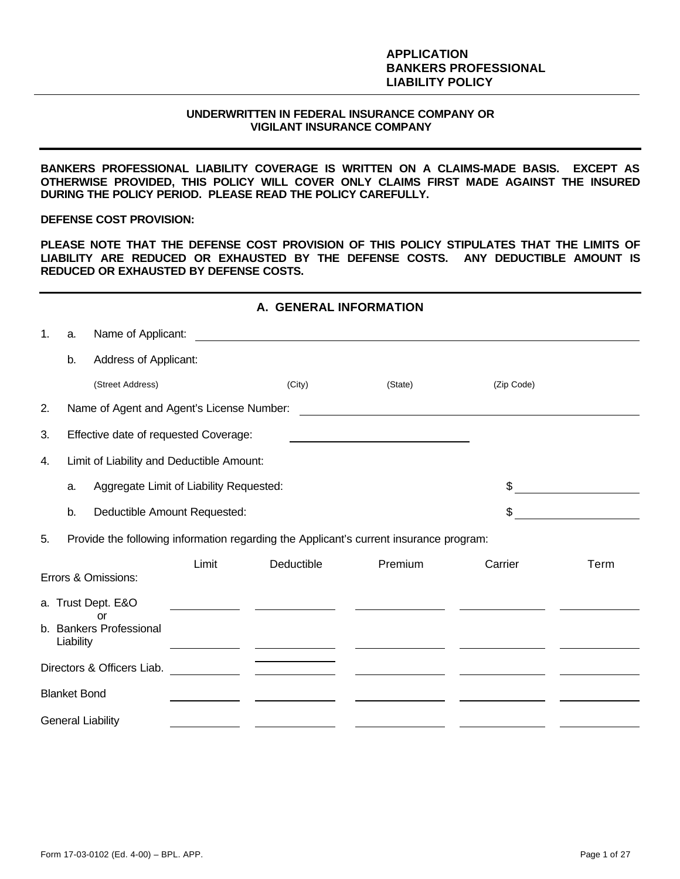# APPLICATION BANKERS PROFESSIONAL LIABILITY POLICY

**UNDERWRITTEN IN FEDERAL INSURANCE COMPANY OR VIGILANT INSURANCE COMPANY**

**BANKERS PROFESSIONAL LIABILITY COVERAGE IS WRITTEN ON A CLAIMS-MADE BASIS. EXCEPT AS OTHERWISE PROVIDED, THIS POLICY WILL COVER ONLY CLAIMS FIRST MADE AGAINST THE INSURED DURING THE POLICY PERIOD. PLEASE READ THE POLICY CAREFULLY.**

**DEFENSE COST PROVISION:**

**PLEASE NOTE THAT THE DEFENSE COST PROVISION OF THIS POLICY STIPULATES THAT THE LIMITS OF LIABILITY ARE REDUCED OR EXHAUSTED BY THE DEFENSE COSTS. ANY DEDUCTIBLE AMOUNT IS REDUCED OR EXHAUSTED BY DEFENSE COSTS.**

## A. GENERAL INFORMATION

1. a. Name of Applicant: ______________________________

   b. Address of Applicant:

   (Street Address) (City) (State) (Zip Code)

2. Name of Agent and Agent's License Number: ______________________________

3. Effective date of requested Coverage: ______________________________

4. Limit of Liability and Deductible Amount:

   a. Aggregate Limit of Liability Requested: $ ____________

   b. Deductible Amount Requested: $ ____________

5. Provide the following information regarding the Applicant's current insurance program:

| | Limit | Deductible | Premium | Carrier | Term |
|---|---|---|---|---|---|
| Errors & Omissions: | | | | | |
| a. Trust Dept. E&O or | | | | | |
| b. Bankers Professional Liability | | | | | |
| Directors & Officers Liab. | | | | | |
| Blanket Bond | | | | | |
| General Liability | | | | | |

Form 17-03-0102 (Ed. 4-00) – BPL. APP.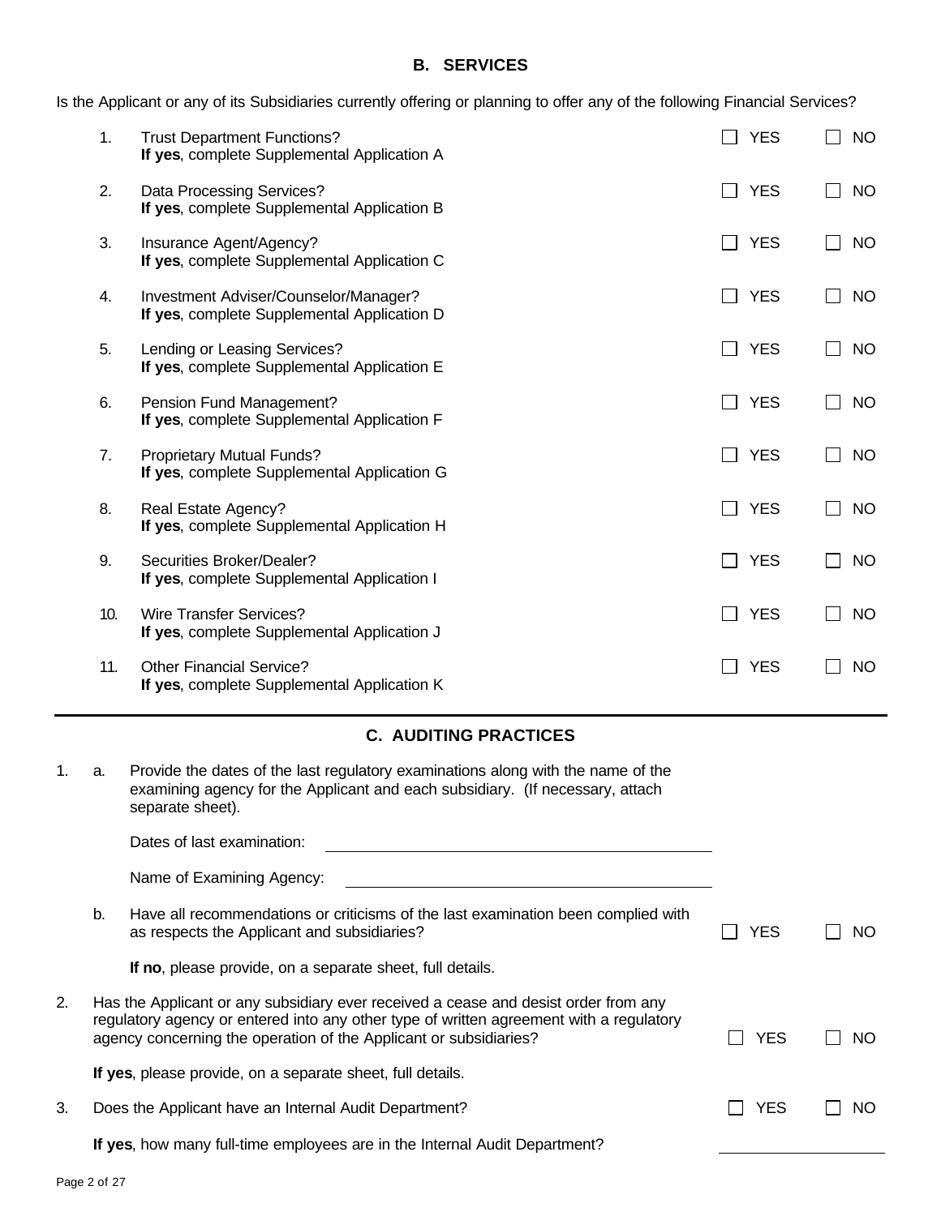## B. SERVICES

Is the Applicant or any of its Subsidiaries currently offering or planning to offer any of the following Financial Services?

1. Trust Department Functions? ☐ YES ☐ NO
   **If yes**, complete Supplemental Application A

2. Data Processing Services? ☐ YES ☐ NO
   **If yes**, complete Supplemental Application B

3. Insurance Agent/Agency? ☐ YES ☐ NO
   **If yes**, complete Supplemental Application C

4. Investment Adviser/Counselor/Manager? ☐ YES ☐ NO
   **If yes**, complete Supplemental Application D

5. Lending or Leasing Services? ☐ YES ☐ NO
   **If yes**, complete Supplemental Application E

6. Pension Fund Management? ☐ YES ☐ NO
   **If yes**, complete Supplemental Application F

7. Proprietary Mutual Funds? ☐ YES ☐ NO
   **If yes**, complete Supplemental Application G

8. Real Estate Agency? ☐ YES ☐ NO
   **If yes**, complete Supplemental Application H

9. Securities Broker/Dealer? ☐ YES ☐ NO
   **If yes**, complete Supplemental Application I

10. Wire Transfer Services? ☐ YES ☐ NO
    **If yes**, complete Supplemental Application J

11. Other Financial Service? ☐ YES ☐ NO
    **If yes**, complete Supplemental Application K

## C. AUDITING PRACTICES

1. a. Provide the dates of the last regulatory examinations along with the name of the examining agency for the Applicant and each subsidiary. (If necessary, attach separate sheet).

   Dates of last examination: ______________________________

   Name of Examining Agency: ______________________________

   b. Have all recommendations or criticisms of the last examination been complied with as respects the Applicant and subsidiaries? ☐ YES ☐ NO

   **If no**, please provide, on a separate sheet, full details.

2. Has the Applicant or any subsidiary ever received a cease and desist order from any regulatory agency or entered into any other type of written agreement with a regulatory agency concerning the operation of the Applicant or subsidiaries? ☐ YES ☐ NO

   **If yes**, please provide, on a separate sheet, full details.

3. Does the Applicant have an Internal Audit Department? ☐ YES ☐ NO

   **If yes**, how many full-time employees are in the Internal Audit Department? ______________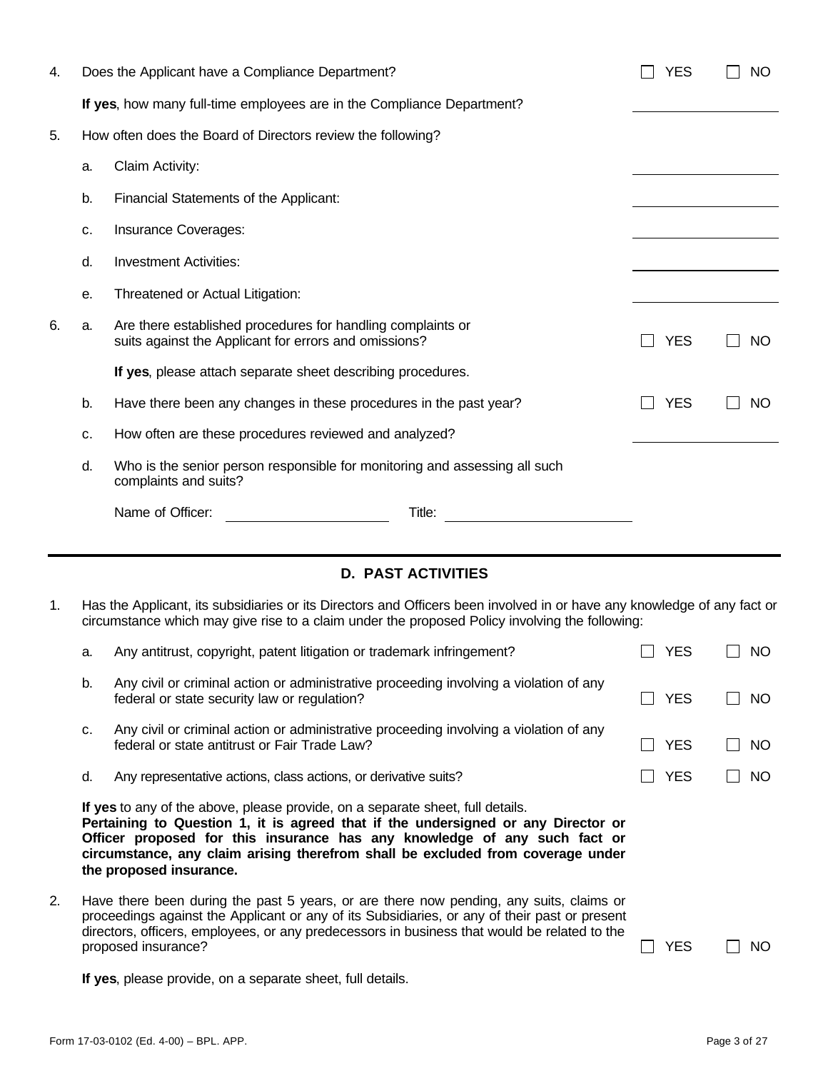4. Does the Applicant have a Compliance Department? ☐ YES ☐ NO

   **If yes**, how many full-time employees are in the Compliance Department? \_\_\_\_\_\_\_\_\_\_\_\_\_\_\_\_

5. How often does the Board of Directors review the following?

   a. Claim Activity: \_\_\_\_\_\_\_\_\_\_\_\_\_\_\_\_

   b. Financial Statements of the Applicant: \_\_\_\_\_\_\_\_\_\_\_\_\_\_\_\_

   c. Insurance Coverages: \_\_\_\_\_\_\_\_\_\_\_\_\_\_\_\_

   d. Investment Activities: \_\_\_\_\_\_\_\_\_\_\_\_\_\_\_\_

   e. Threatened or Actual Litigation: \_\_\_\_\_\_\_\_\_\_\_\_\_\_\_\_

6. a. Are there established procedures for handling complaints or suits against the Applicant for errors and omissions? ☐ YES ☐ NO

   **If yes**, please attach separate sheet describing procedures.

   b. Have there been any changes in these procedures in the past year? ☐ YES ☐ NO

   c. How often are these procedures reviewed and analyzed? \_\_\_\_\_\_\_\_\_\_\_\_\_\_\_\_

   d. Who is the senior person responsible for monitoring and assessing all such complaints and suits?

   Name of Officer: \_\_\_\_\_\_\_\_\_\_\_\_\_\_\_\_ Title: \_\_\_\_\_\_\_\_\_\_\_\_\_\_\_\_

## D. PAST ACTIVITIES

1. Has the Applicant, its subsidiaries or its Directors and Officers been involved in or have any knowledge of any fact or circumstance which may give rise to a claim under the proposed Policy involving the following:

   a. Any antitrust, copyright, patent litigation or trademark infringement? ☐ YES ☐ NO

   b. Any civil or criminal action or administrative proceeding involving a violation of any federal or state security law or regulation? ☐ YES ☐ NO

   c. Any civil or criminal action or administrative proceeding involving a violation of any federal or state antitrust or Fair Trade Law? ☐ YES ☐ NO

   d. Any representative actions, class actions, or derivative suits? ☐ YES ☐ NO

   **If yes** to any of the above, please provide, on a separate sheet, full details.
   **Pertaining to Question 1, it is agreed that if the undersigned or any Director or Officer proposed for this insurance has any knowledge of any such fact or circumstance, any claim arising therefrom shall be excluded from coverage under the proposed insurance.**

2. Have there been during the past 5 years, or are there now pending, any suits, claims or proceedings against the Applicant or any of its Subsidiaries, or any of their past or present directors, officers, employees, or any predecessors in business that would be related to the proposed insurance? ☐ YES ☐ NO

   **If yes**, please provide, on a separate sheet, full details.

Form 17-03-0102 (Ed. 4-00) – BPL. APP.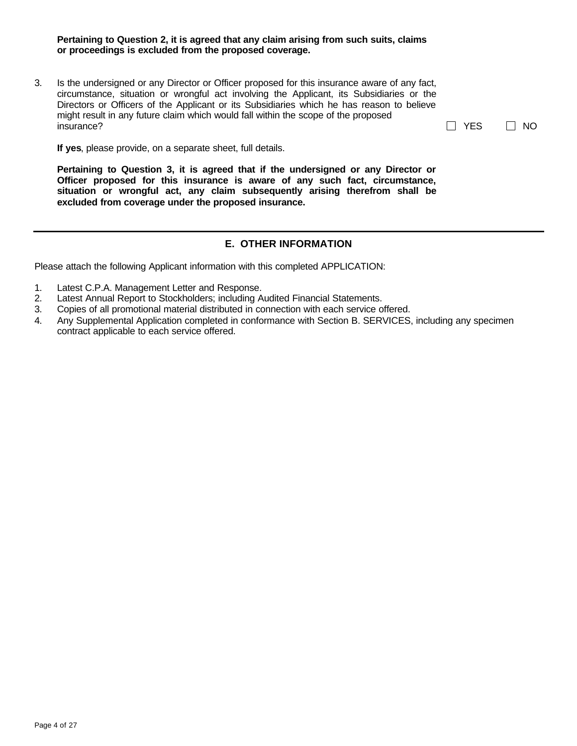**Pertaining to Question 2, it is agreed that any claim arising from such suits, claims or proceedings is excluded from the proposed coverage.**

3. Is the undersigned or any Director or Officer proposed for this insurance aware of any fact, circumstance, situation or wrongful act involving the Applicant, its Subsidiaries or the Directors or Officers of the Applicant or its Subsidiaries which he has reason to believe might result in any future claim which would fall within the scope of the proposed insurance? ☐ YES ☐ NO

   **If yes**, please provide, on a separate sheet, full details.

   **Pertaining to Question 3, it is agreed that if the undersigned or any Director or Officer proposed for this insurance is aware of any such fact, circumstance, situation or wrongful act, any claim subsequently arising therefrom shall be excluded from coverage under the proposed insurance.**

## E. OTHER INFORMATION

Please attach the following Applicant information with this completed APPLICATION:

1. Latest C.P.A. Management Letter and Response.
2. Latest Annual Report to Stockholders; including Audited Financial Statements.
3. Copies of all promotional material distributed in connection with each service offered.
4. Any Supplemental Application completed in conformance with Section B. SERVICES, including any specimen contract applicable to each service offered.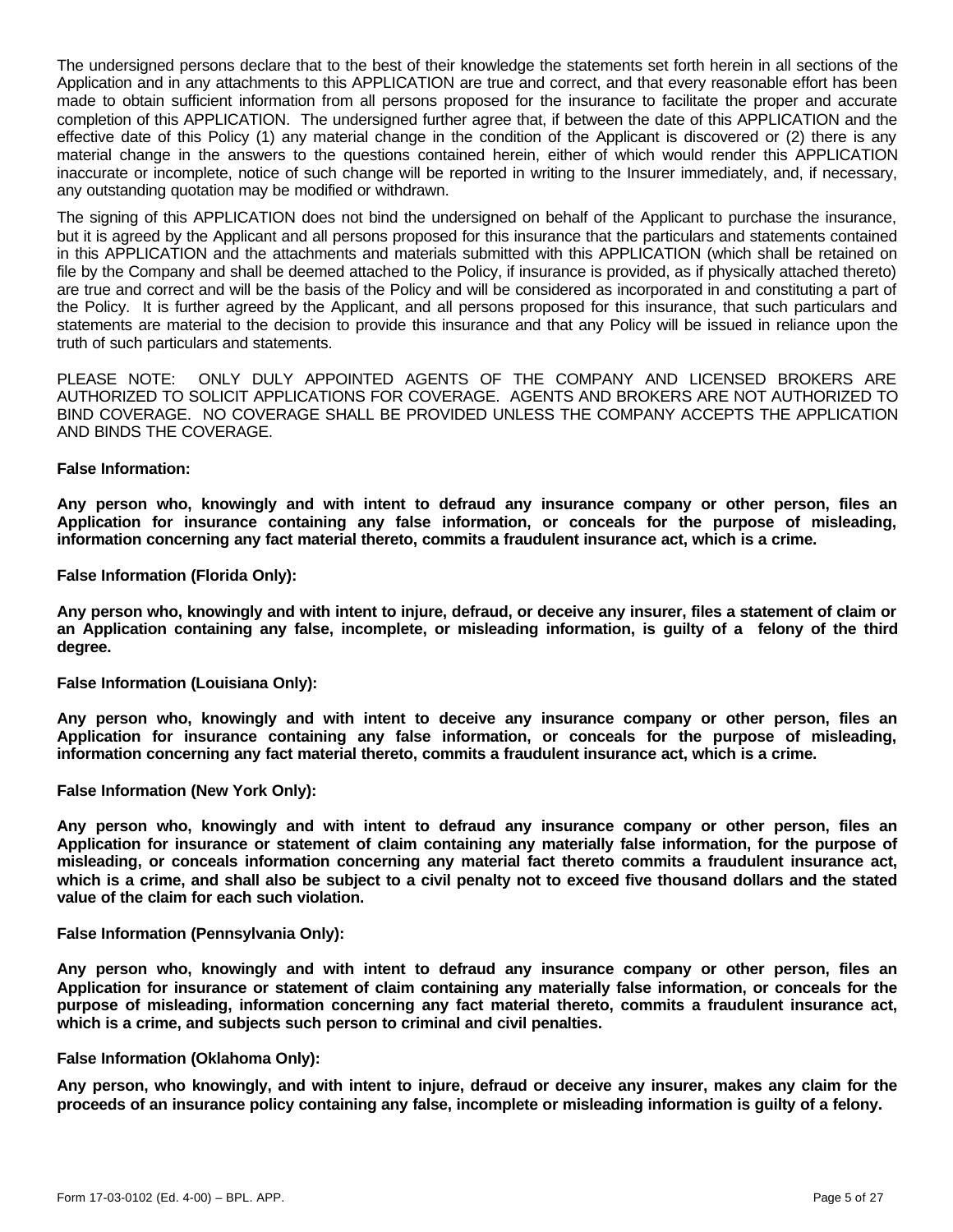The undersigned persons declare that to the best of their knowledge the statements set forth herein in all sections of the Application and in any attachments to this APPLICATION are true and correct, and that every reasonable effort has been made to obtain sufficient information from all persons proposed for the insurance to facilitate the proper and accurate completion of this APPLICATION. The undersigned further agree that, if between the date of this APPLICATION and the effective date of this Policy (1) any material change in the condition of the Applicant is discovered or (2) there is any material change in the answers to the questions contained herein, either of which would render this APPLICATION inaccurate or incomplete, notice of such change will be reported in writing to the Insurer immediately, and, if necessary, any outstanding quotation may be modified or withdrawn.

The signing of this APPLICATION does not bind the undersigned on behalf of the Applicant to purchase the insurance, but it is agreed by the Applicant and all persons proposed for this insurance that the particulars and statements contained in this APPLICATION and the attachments and materials submitted with this APPLICATION (which shall be retained on file by the Company and shall be deemed attached to the Policy, if insurance is provided, as if physically attached thereto) are true and correct and will be the basis of the Policy and will be considered as incorporated in and constituting a part of the Policy. It is further agreed by the Applicant, and all persons proposed for this insurance, that such particulars and statements are material to the decision to provide this insurance and that any Policy will be issued in reliance upon the truth of such particulars and statements.

PLEASE NOTE: ONLY DULY APPOINTED AGENTS OF THE COMPANY AND LICENSED BROKERS ARE AUTHORIZED TO SOLICIT APPLICATIONS FOR COVERAGE. AGENTS AND BROKERS ARE NOT AUTHORIZED TO BIND COVERAGE. NO COVERAGE SHALL BE PROVIDED UNLESS THE COMPANY ACCEPTS THE APPLICATION AND BINDS THE COVERAGE.

**False Information:**

**Any person who, knowingly and with intent to defraud any insurance company or other person, files an Application for insurance containing any false information, or conceals for the purpose of misleading, information concerning any fact material thereto, commits a fraudulent insurance act, which is a crime.**

**False Information (Florida Only):**

**Any person who, knowingly and with intent to injure, defraud, or deceive any insurer, files a statement of claim or an Application containing any false, incomplete, or misleading information, is guilty of a felony of the third degree.**

**False Information (Louisiana Only):**

**Any person who, knowingly and with intent to deceive any insurance company or other person, files an Application for insurance containing any false information, or conceals for the purpose of misleading, information concerning any fact material thereto, commits a fraudulent insurance act, which is a crime.**

**False Information (New York Only):**

**Any person who, knowingly and with intent to defraud any insurance company or other person, files an Application for insurance or statement of claim containing any materially false information, for the purpose of misleading, or conceals information concerning any material fact thereto commits a fraudulent insurance act, which is a crime, and shall also be subject to a civil penalty not to exceed five thousand dollars and the stated value of the claim for each such violation.**

**False Information (Pennsylvania Only):**

**Any person who, knowingly and with intent to defraud any insurance company or other person, files an Application for insurance or statement of claim containing any materially false information, or conceals for the purpose of misleading, information concerning any fact material thereto, commits a fraudulent insurance act, which is a crime, and subjects such person to criminal and civil penalties.**

**False Information (Oklahoma Only):**

**Any person, who knowingly, and with intent to injure, defraud or deceive any insurer, makes any claim for the proceeds of an insurance policy containing any false, incomplete or misleading information is guilty of a felony.**

Form 17-03-0102 (Ed. 4-00) – BPL. APP.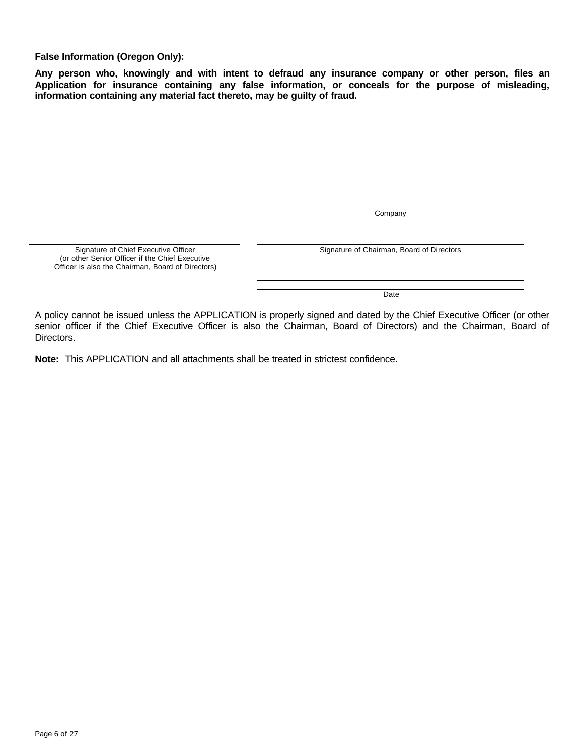**False Information (Oregon Only):**

**Any person who, knowingly and with intent to defraud any insurance company or other person, files an Application for insurance containing any false information, or conceals for the purpose of misleading, information containing any material fact thereto, may be guilty of fraud.**

Company

Signature of Chief Executive Officer (or other Senior Officer if the Chief Executive Officer is also the Chairman, Board of Directors)

Signature of Chairman, Board of Directors

Date

A policy cannot be issued unless the APPLICATION is properly signed and dated by the Chief Executive Officer (or other senior officer if the Chief Executive Officer is also the Chairman, Board of Directors) and the Chairman, Board of Directors.

**Note:** This APPLICATION and all attachments shall be treated in strictest confidence.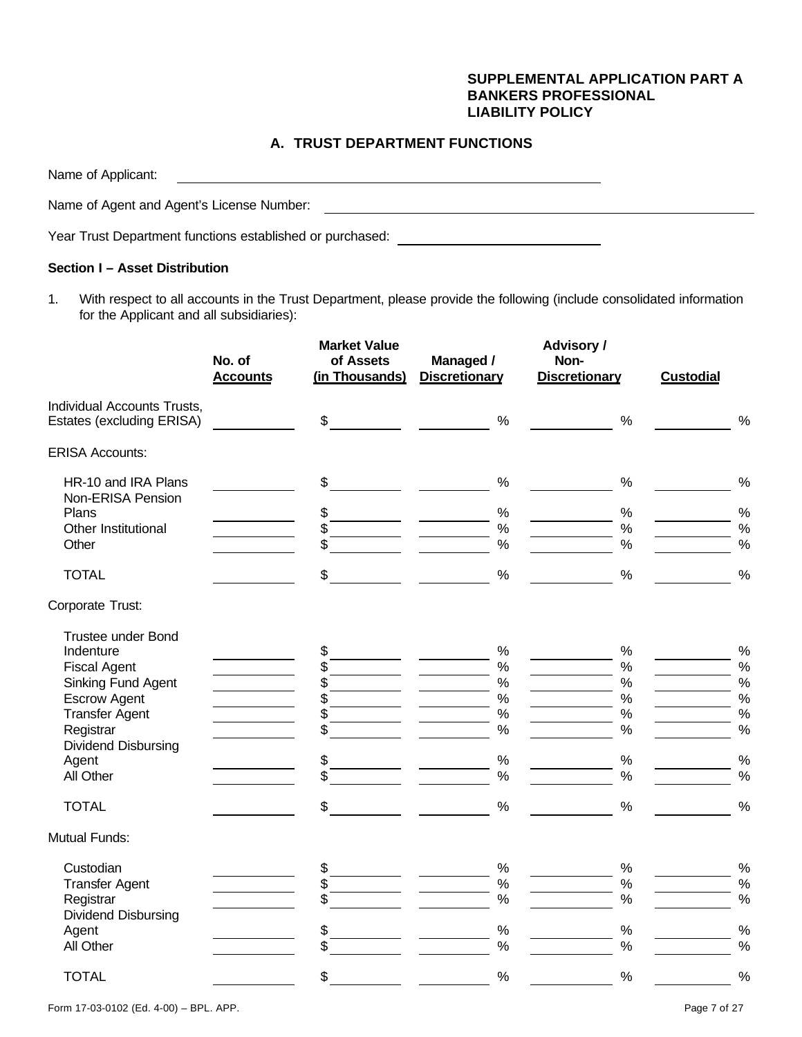**SUPPLEMENTAL APPLICATION PART A**
**BANKERS PROFESSIONAL**
**LIABILITY POLICY**

## A. TRUST DEPARTMENT FUNCTIONS

Name of Applicant: ______________________________

Name of Agent and Agent's License Number: ______________________________

Year Trust Department functions established or purchased: ______________________________

### Section I – Asset Distribution

1. With respect to all accounts in the Trust Department, please provide the following (include consolidated information for the Applicant and all subsidiaries):

| | No. of Accounts | Market Value of Assets (in Thousands) | Managed / Discretionary | Advisory / Non-Discretionary | Custodial |
|---|---|---|---|---|---|
| Individual Accounts Trusts, Estates (excluding ERISA) | | $ | % | % | % |
| ERISA Accounts: | | | | | |
| HR-10 and IRA Plans | | $ | % | % | % |
| Non-ERISA Pension Plans | | $ | % | % | % |
| Other Institutional | | $ | % | % | % |
| Other | | $ | % | % | % |
| TOTAL | | $ | % | % | % |
| Corporate Trust: | | | | | |
| Trustee under Bond Indenture | | $ | % | % | % |
| Fiscal Agent | | $ | % | % | % |
| Sinking Fund Agent | | $ | % | % | % |
| Escrow Agent | | $ | % | % | % |
| Transfer Agent | | $ | % | % | % |
| Registrar | | $ | % | % | % |
| Dividend Disbursing Agent | | $ | % | % | % |
| All Other | | $ | % | % | % |
| TOTAL | | $ | % | % | % |
| Mutual Funds: | | | | | |
| Custodian | | $ | % | % | % |
| Transfer Agent | | $ | % | % | % |
| Registrar | | $ | % | % | % |
| Dividend Disbursing Agent | | $ | % | % | % |
| All Other | | $ | % | % | % |
| TOTAL | | $ | % | % | % |

Form 17-03-0102 (Ed. 4-00) – BPL. APP.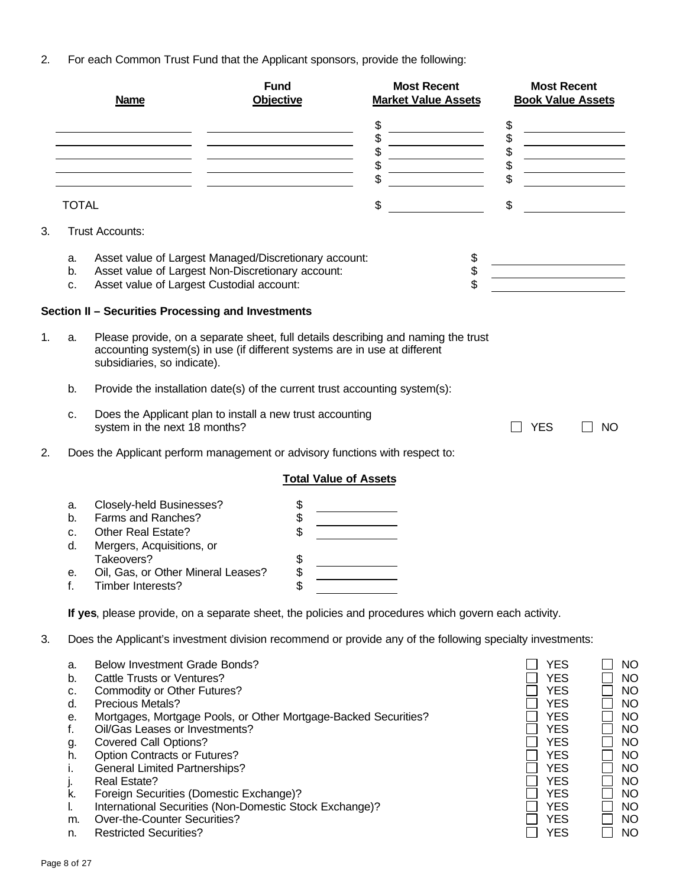2. For each Common Trust Fund that the Applicant sponsors, provide the following:

| Name | Fund Objective | Most Recent Market Value Assets | Most Recent Book Value Assets |
|---|---|---|---|
| | | $ | $ |
| | | $ | $ |
| | | $ | $ |
| | | $ | $ |
| | | $ | $ |
| TOTAL | | $ | $ |

3. Trust Accounts:

   a. Asset value of Largest Managed/Discretionary account: $ ____________
   b. Asset value of Largest Non-Discretionary account: $ ____________
   c. Asset value of Largest Custodial account: $ ____________

**Section II – Securities Processing and Investments**

1. a. Please provide, on a separate sheet, full details describing and naming the trust accounting system(s) in use (if different systems are in use at different subsidiaries, so indicate).

   b. Provide the installation date(s) of the current trust accounting system(s):

   c. Does the Applicant plan to install a new trust accounting system in the next 18 months? ☐ YES ☐ NO

2. Does the Applicant perform management or advisory functions with respect to:

| | | Total Value of Assets |
|---|---|---|
| a. | Closely-held Businesses? | $ |
| b. | Farms and Ranches? | $ |
| c. | Other Real Estate? | $ |
| d. | Mergers, Acquisitions, or Takeovers? | $ |
| e. | Oil, Gas, or Other Mineral Leases? | $ |
| f. | Timber Interests? | $ |

**If yes**, please provide, on a separate sheet, the policies and procedures which govern each activity.

3. Does the Applicant's investment division recommend or provide any of the following specialty investments:

   a. Below Investment Grade Bonds? ☐ YES ☐ NO
   b. Cattle Trusts or Ventures? ☐ YES ☐ NO
   c. Commodity or Other Futures? ☐ YES ☐ NO
   d. Precious Metals? ☐ YES ☐ NO
   e. Mortgages, Mortgage Pools, or Other Mortgage-Backed Securities? ☐ YES ☐ NO
   f. Oil/Gas Leases or Investments? ☐ YES ☐ NO
   g. Covered Call Options? ☐ YES ☐ NO
   h. Option Contracts or Futures? ☐ YES ☐ NO
   i. General Limited Partnerships? ☐ YES ☐ NO
   j. Real Estate? ☐ YES ☐ NO
   k. Foreign Securities (Domestic Exchange)? ☐ YES ☐ NO
   l. International Securities (Non-Domestic Stock Exchange)? ☐ YES ☐ NO
   m. Over-the-Counter Securities? ☐ YES ☐ NO
   n. Restricted Securities? ☐ YES ☐ NO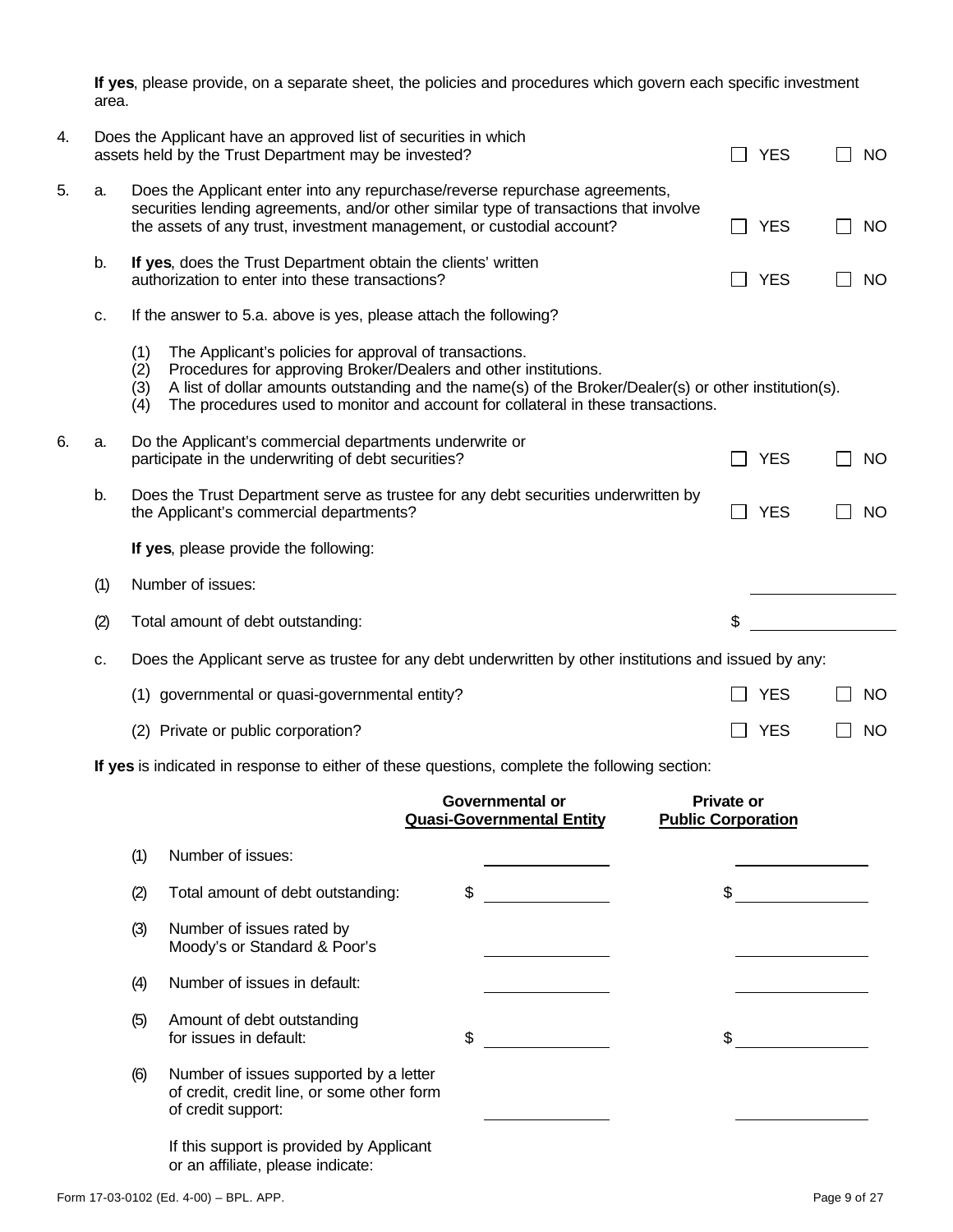**If yes**, please provide, on a separate sheet, the policies and procedures which govern each specific investment area.

4. Does the Applicant have an approved list of securities in which assets held by the Trust Department may be invested? ☐ YES ☐ NO

5. a. Does the Applicant enter into any repurchase/reverse repurchase agreements, securities lending agreements, and/or other similar type of transactions that involve the assets of any trust, investment management, or custodial account? ☐ YES ☐ NO

   b. **If yes**, does the Trust Department obtain the clients' written authorization to enter into these transactions? ☐ YES ☐ NO

   c. If the answer to 5.a. above is yes, please attach the following?

      (1) The Applicant's policies for approval of transactions.
      (2) Procedures for approving Broker/Dealers and other institutions.
      (3) A list of dollar amounts outstanding and the name(s) of the Broker/Dealer(s) or other institution(s).
      (4) The procedures used to monitor and account for collateral in these transactions.

6. a. Do the Applicant's commercial departments underwrite or participate in the underwriting of debt securities? ☐ YES ☐ NO

   b. Does the Trust Department serve as trustee for any debt securities underwritten by the Applicant's commercial departments? ☐ YES ☐ NO

      **If yes**, please provide the following:

   (1) Number of issues: ______________

   (2) Total amount of debt outstanding: $ ______________

   c. Does the Applicant serve as trustee for any debt underwritten by other institutions and issued by any:

      (1) governmental or quasi-governmental entity? ☐ YES ☐ NO

      (2) Private or public corporation? ☐ YES ☐ NO

**If yes** is indicated in response to either of these questions, complete the following section:

| | | **Governmental or Quasi-Governmental Entity** | **Private or Public Corporation** |
|---|---|---|---|
| (1) | Number of issues: | ______________ | ______________ |
| (2) | Total amount of debt outstanding: | $ ______________ | $ ______________ |
| (3) | Number of issues rated by Moody's or Standard & Poor's | ______________ | ______________ |
| (4) | Number of issues in default: | ______________ | ______________ |
| (5) | Amount of debt outstanding for issues in default: | $ ______________ | $ ______________ |
| (6) | Number of issues supported by a letter of credit, credit line, or some other form of credit support: | ______________ | ______________ |
| | If this support is provided by Applicant or an affiliate, please indicate: | | |

Form 17-03-0102 (Ed. 4-00) – BPL. APP.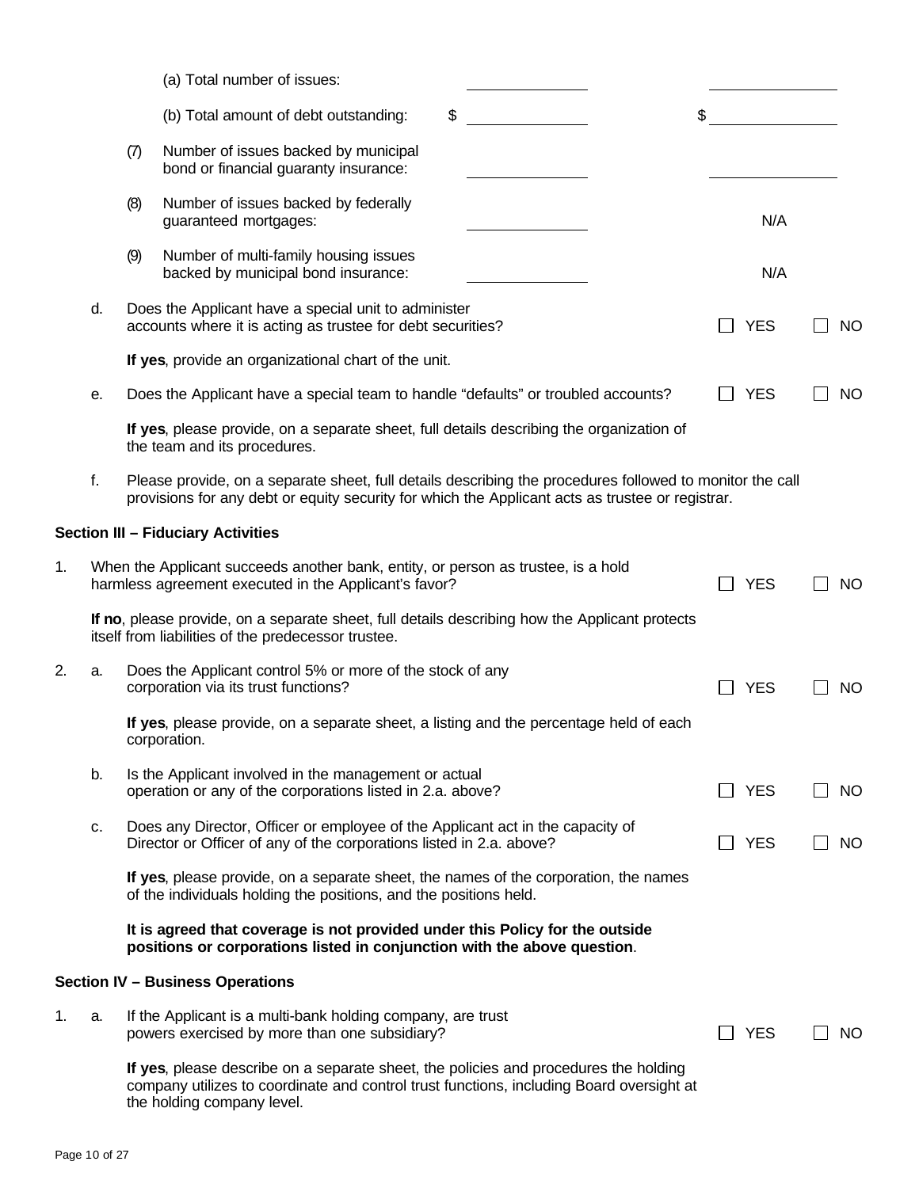| | | | |
|---|---|---|---|
| (a) Total number of issues: | | ______________ | ______________ |
| (b) Total amount of debt outstanding: | $ | ______________ | $ ______________ |
| (7) | Number of issues backed by municipal bond or financial guaranty insurance: | ______________ | ______________ |
| (8) | Number of issues backed by federally guaranteed mortgages: | ______________ | N/A |
| (9) | Number of multi-family housing issues backed by municipal bond insurance: | ______________ | N/A |

d. Does the Applicant have a special unit to administer accounts where it is acting as trustee for debt securities? ☐ YES ☐ NO

**If yes**, provide an organizational chart of the unit.

e. Does the Applicant have a special team to handle "defaults" or troubled accounts? ☐ YES ☐ NO

**If yes**, please provide, on a separate sheet, full details describing the organization of the team and its procedures.

f. Please provide, on a separate sheet, full details describing the procedures followed to monitor the call provisions for any debt or equity security for which the Applicant acts as trustee or registrar.

**Section III – Fiduciary Activities**

1. When the Applicant succeeds another bank, entity, or person as trustee, is a hold harmless agreement executed in the Applicant's favor? ☐ YES ☐ NO

   **If no**, please provide, on a separate sheet, full details describing how the Applicant protects itself from liabilities of the predecessor trustee.

2. a. Does the Applicant control 5% or more of the stock of any corporation via its trust functions? ☐ YES ☐ NO

   **If yes**, please provide, on a separate sheet, a listing and the percentage held of each corporation.

   b. Is the Applicant involved in the management or actual operation or any of the corporations listed in 2.a. above? ☐ YES ☐ NO

   c. Does any Director, Officer or employee of the Applicant act in the capacity of Director or Officer of any of the corporations listed in 2.a. above? ☐ YES ☐ NO

   **If yes**, please provide, on a separate sheet, the names of the corporation, the names of the individuals holding the positions, and the positions held.

   **It is agreed that coverage is not provided under this Policy for the outside positions or corporations listed in conjunction with the above question**.

**Section IV – Business Operations**

1. a. If the Applicant is a multi-bank holding company, are trust powers exercised by more than one subsidiary? ☐ YES ☐ NO

   **If yes**, please describe on a separate sheet, the policies and procedures the holding company utilizes to coordinate and control trust functions, including Board oversight at the holding company level.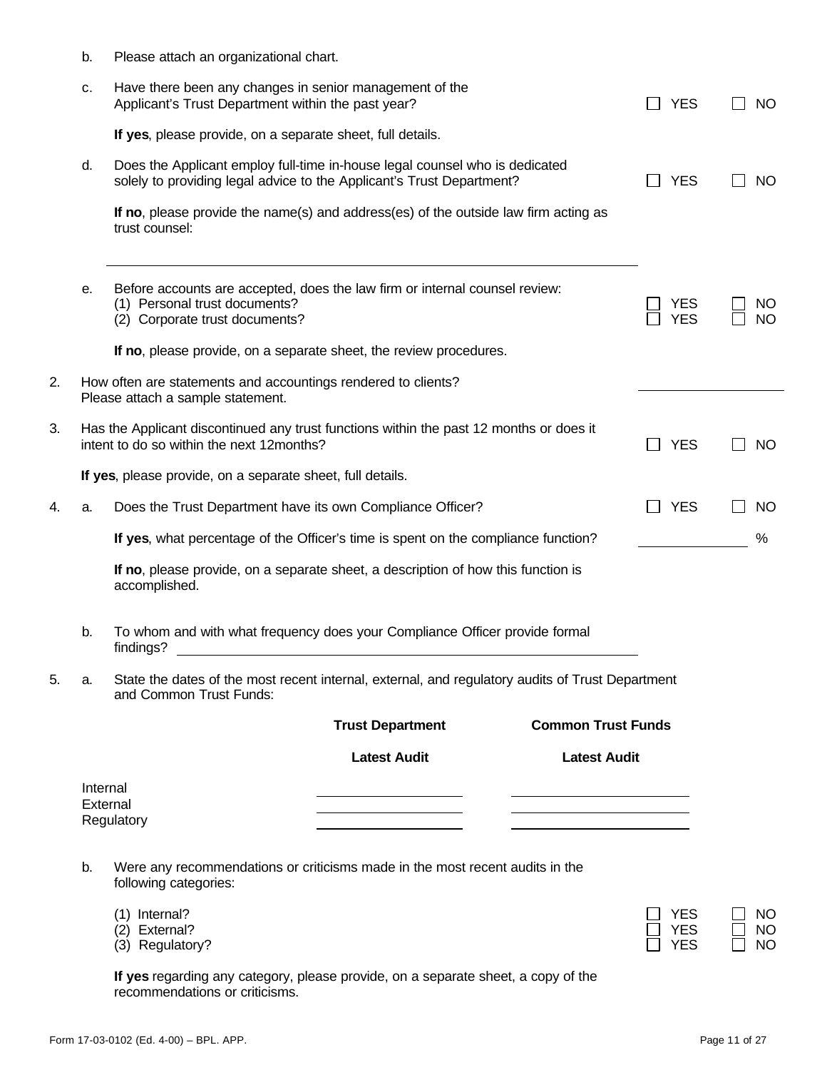b. Please attach an organizational chart.

c. Have there been any changes in senior management of the Applicant's Trust Department within the past year? ☐ YES ☐ NO

**If yes**, please provide, on a separate sheet, full details.

d. Does the Applicant employ full-time in-house legal counsel who is dedicated solely to providing legal advice to the Applicant's Trust Department? ☐ YES ☐ NO

**If no**, please provide the name(s) and address(es) of the outside law firm acting as trust counsel:

\_\_\_\_\_\_\_\_\_\_\_\_\_\_\_\_\_\_\_\_\_\_\_\_\_\_\_\_\_\_\_\_\_\_\_\_\_\_\_\_\_\_\_\_\_\_\_\_\_\_\_\_\_\_\_\_

e. Before accounts are accepted, does the law firm or internal counsel review:
   (1) Personal trust documents? ☐ YES ☐ NO
   (2) Corporate trust documents? ☐ YES ☐ NO

**If no**, please provide, on a separate sheet, the review procedures.

2. How often are statements and accountings rendered to clients? \_\_\_\_\_\_\_\_\_\_\_\_\_\_\_\_
   Please attach a sample statement.

3. Has the Applicant discontinued any trust functions within the past 12 months or does it intent to do so within the next 12months? ☐ YES ☐ NO

   **If yes**, please provide, on a separate sheet, full details.

4. a. Does the Trust Department have its own Compliance Officer? ☐ YES ☐ NO

   **If yes**, what percentage of the Officer's time is spent on the compliance function? \_\_\_\_\_\_\_\_\_\_ %

   **If no**, please provide, on a separate sheet, a description of how this function is accomplished.

   b. To whom and with what frequency does your Compliance Officer provide formal findings? \_\_\_\_\_\_\_\_\_\_\_\_\_\_\_\_\_\_\_\_\_\_\_\_\_\_\_\_\_\_\_\_\_\_\_\_\_\_\_\_

5. a. State the dates of the most recent internal, external, and regulatory audits of Trust Department and Common Trust Funds:

| | Trust Department<br>Latest Audit | Common Trust Funds<br>Latest Audit |
|---|---|---|
| Internal | | |
| External | | |
| Regulatory | | |

   b. Were any recommendations or criticisms made in the most recent audits in the following categories:

   (1) Internal? ☐ YES ☐ NO
   (2) External? ☐ YES ☐ NO
   (3) Regulatory? ☐ YES ☐ NO

   **If yes** regarding any category, please provide, on a separate sheet, a copy of the recommendations or criticisms.

Form 17-03-0102 (Ed. 4-00) – BPL. APP.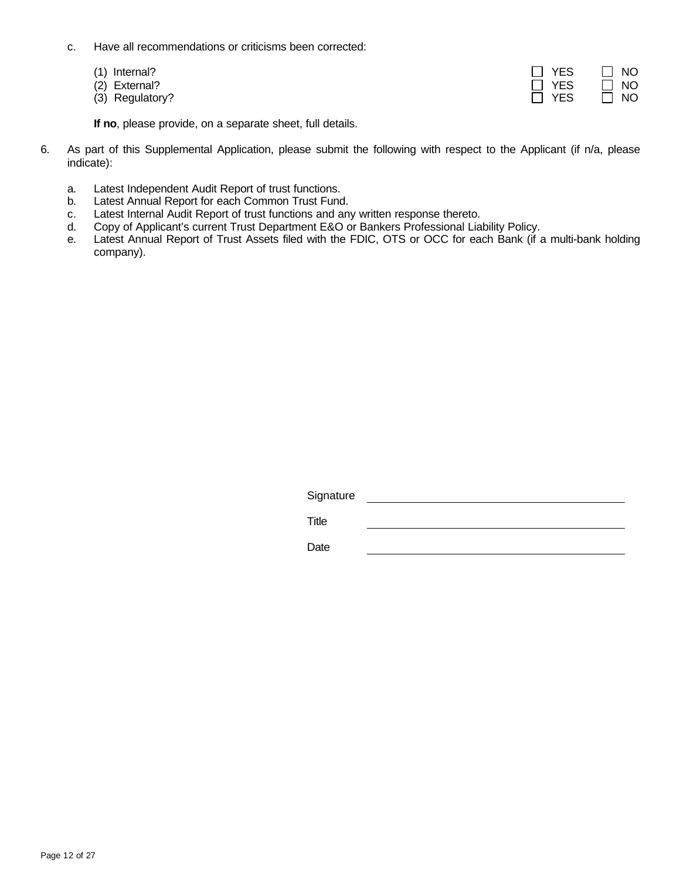c. Have all recommendations or criticisms been corrected:

(1) Internal? ☐ YES ☐ NO
(2) External? ☐ YES ☐ NO
(3) Regulatory? ☐ YES ☐ NO

**If no**, please provide, on a separate sheet, full details.

6. As part of this Supplemental Application, please submit the following with respect to the Applicant (if n/a, please indicate):

   a. Latest Independent Audit Report of trust functions.
   b. Latest Annual Report for each Common Trust Fund.
   c. Latest Internal Audit Report of trust functions and any written response thereto.
   d. Copy of Applicant's current Trust Department E&O or Bankers Professional Liability Policy.
   e. Latest Annual Report of Trust Assets filed with the FDIC, OTS or OCC for each Bank (if a multi-bank holding company).

Signature ______________________________

Title ______________________________

Date ______________________________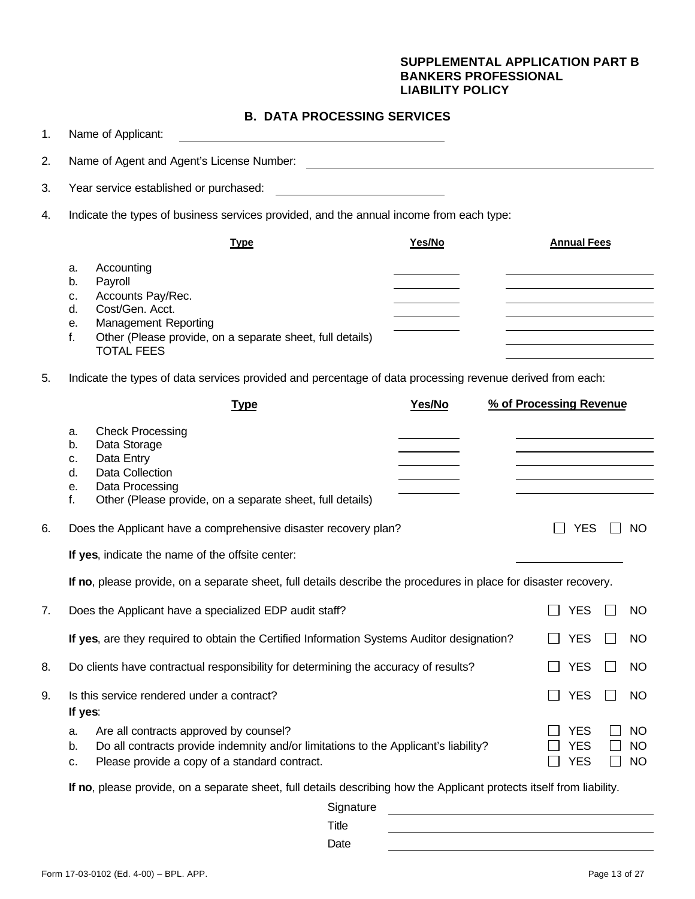**SUPPLEMENTAL APPLICATION PART B**
**BANKERS PROFESSIONAL**
**LIABILITY POLICY**

## B. DATA PROCESSING SERVICES

1. Name of Applicant: ____________________

2. Name of Agent and Agent's License Number: ____________________

3. Year service established or purchased: ____________________

4. Indicate the types of business services provided, and the annual income from each type:

| Type | Yes/No | Annual Fees |
|---|---|---|
| a. Accounting | | |
| b. Payroll | | |
| c. Accounts Pay/Rec. | | |
| d. Cost/Gen. Acct. | | |
| e. Management Reporting | | |
| f. Other (Please provide, on a separate sheet, full details) | | |
| TOTAL FEES | | |

5. Indicate the types of data services provided and percentage of data processing revenue derived from each:

| Type | Yes/No | % of Processing Revenue |
|---|---|---|
| a. Check Processing | | |
| b. Data Storage | | |
| c. Data Entry | | |
| d. Data Collection | | |
| e. Data Processing | | |
| f. Other (Please provide, on a separate sheet, full details) | | |

6. Does the Applicant have a comprehensive disaster recovery plan? ☐ YES ☐ NO

   **If yes**, indicate the name of the offsite center: ____________________

   **If no**, please provide, on a separate sheet, full details describe the procedures in place for disaster recovery.

7. Does the Applicant have a specialized EDP audit staff? ☐ YES ☐ NO

   **If yes**, are they required to obtain the Certified Information Systems Auditor designation? ☐ YES ☐ NO

8. Do clients have contractual responsibility for determining the accuracy of results? ☐ YES ☐ NO

9. Is this service rendered under a contract? ☐ YES ☐ NO

   **If yes**:

   a. Are all contracts approved by counsel? ☐ YES ☐ NO
   b. Do all contracts provide indemnity and/or limitations to the Applicant's liability? ☐ YES ☐ NO
   c. Please provide a copy of a standard contract. ☐ YES ☐ NO

   **If no**, please provide, on a separate sheet, full details describing how the Applicant protects itself from liability.

Signature ____________________

Title ____________________

Date ____________________

Form 17-03-0102 (Ed. 4-00) – BPL. APP.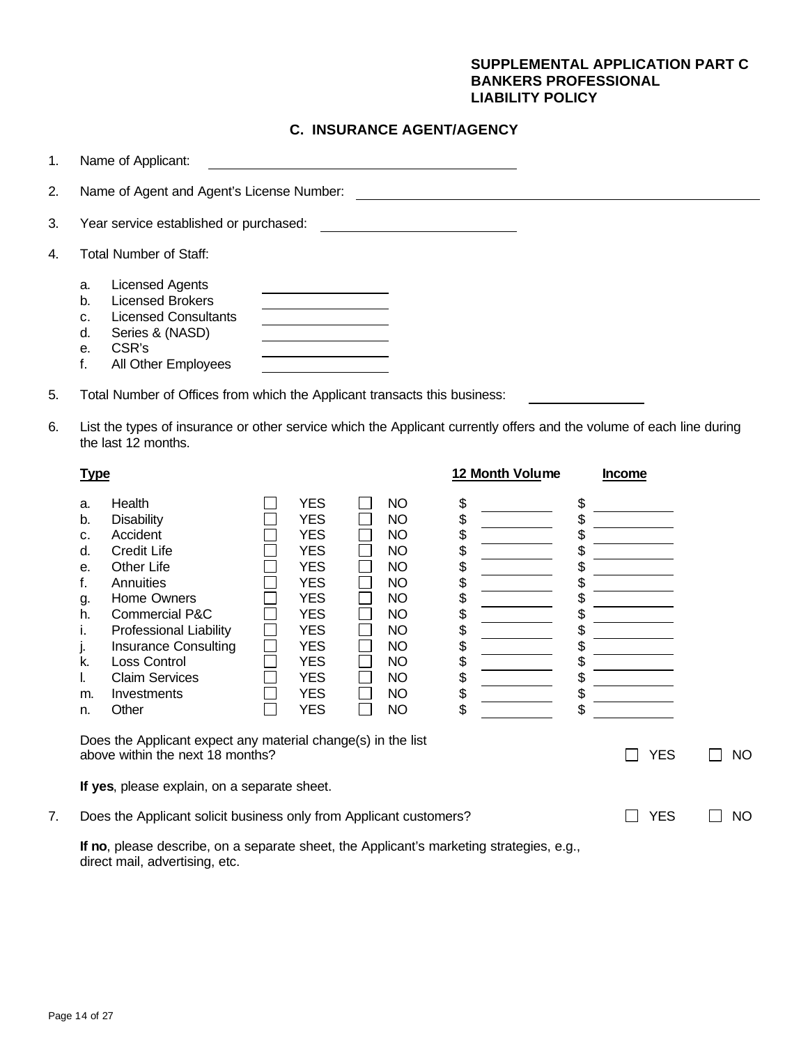**SUPPLEMENTAL APPLICATION PART C**
**BANKERS PROFESSIONAL**
**LIABILITY POLICY**

## C. INSURANCE AGENT/AGENCY

1. Name of Applicant: ______________________________

2. Name of Agent and Agent's License Number: ______________________________

3. Year service established or purchased: ____________________

4. Total Number of Staff:

   a. Licensed Agents ____________
   b. Licensed Brokers ____________
   c. Licensed Consultants ____________
   d. Series & (NASD) ____________
   e. CSR's ____________
   f. All Other Employees ____________

5. Total Number of Offices from which the Applicant transacts this business: ____________

6. List the types of insurance or other service which the Applicant currently offers and the volume of each line during the last 12 months.

| | **Type** | | | **12 Month Volume** | **Income** |
|---|---|---|---|---|---|
| a. | Health | ☐ YES | ☐ NO | $ ________ | $ ________ |
| b. | Disability | ☐ YES | ☐ NO | $ ________ | $ ________ |
| c. | Accident | ☐ YES | ☐ NO | $ ________ | $ ________ |
| d. | Credit Life | ☐ YES | ☐ NO | $ ________ | $ ________ |
| e. | Other Life | ☐ YES | ☐ NO | $ ________ | $ ________ |
| f. | Annuities | ☐ YES | ☐ NO | $ ________ | $ ________ |
| g. | Home Owners | ☐ YES | ☐ NO | $ ________ | $ ________ |
| h. | Commercial P&C | ☐ YES | ☐ NO | $ ________ | $ ________ |
| i. | Professional Liability | ☐ YES | ☐ NO | $ ________ | $ ________ |
| j. | Insurance Consulting | ☐ YES | ☐ NO | $ ________ | $ ________ |
| k. | Loss Control | ☐ YES | ☐ NO | $ ________ | $ ________ |
| l. | Claim Services | ☐ YES | ☐ NO | $ ________ | $ ________ |
| m. | Investments | ☐ YES | ☐ NO | $ ________ | $ ________ |
| n. | Other | ☐ YES | ☐ NO | $ ________ | $ ________ |

   Does the Applicant expect any material change(s) in the list above within the next 18 months? ☐ YES ☐ NO

   **If yes**, please explain, on a separate sheet.

7. Does the Applicant solicit business only from Applicant customers? ☐ YES ☐ NO

   **If no**, please describe, on a separate sheet, the Applicant's marketing strategies, e.g., direct mail, advertising, etc.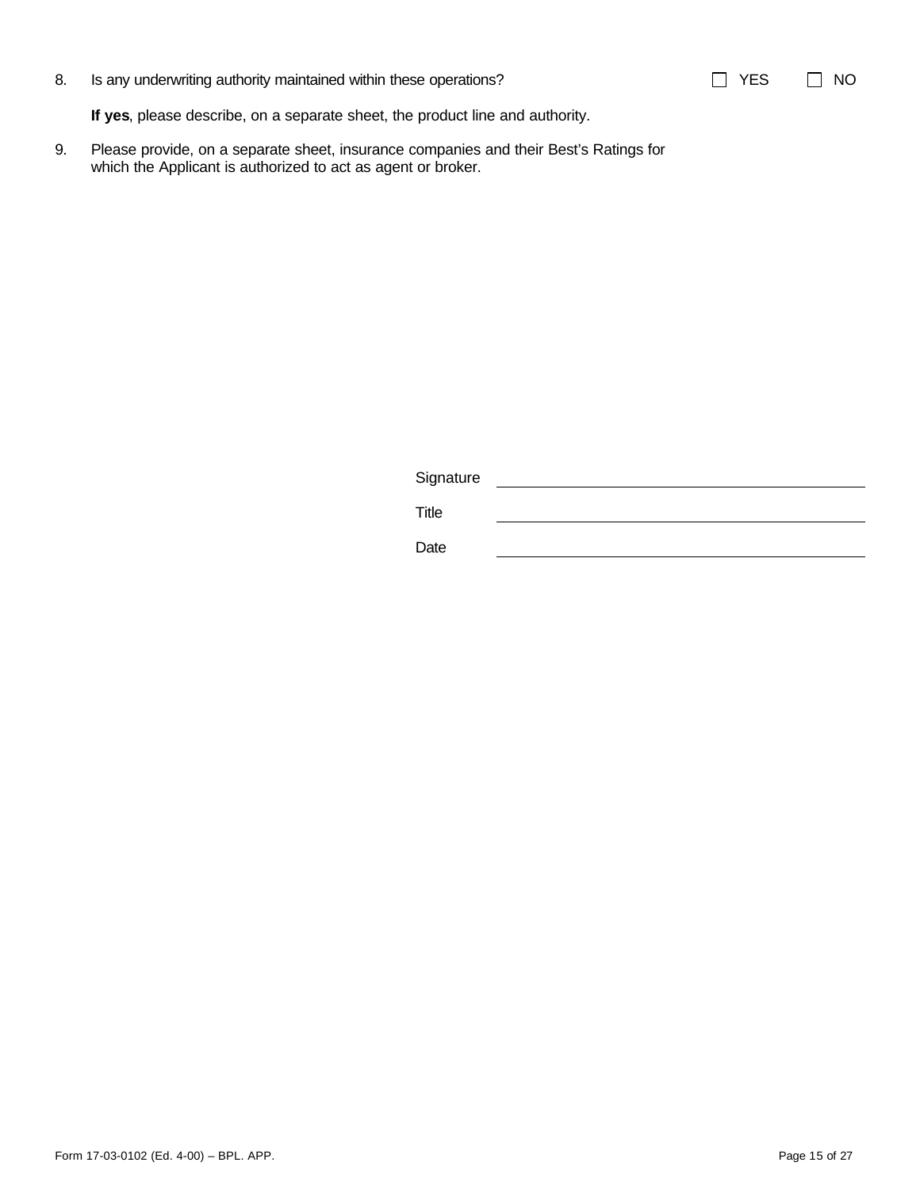8. Is any underwriting authority maintained within these operations? ☐ YES ☐ NO

   **If yes**, please describe, on a separate sheet, the product line and authority.

9. Please provide, on a separate sheet, insurance companies and their Best's Ratings for which the Applicant is authorized to act as agent or broker.

Signature \_\_\_\_\_\_\_\_\_\_\_\_\_\_\_\_\_\_\_\_\_\_\_\_\_\_\_\_\_\_\_\_\_\_\_\_\_\_\_\_

Title \_\_\_\_\_\_\_\_\_\_\_\_\_\_\_\_\_\_\_\_\_\_\_\_\_\_\_\_\_\_\_\_\_\_\_\_\_\_\_\_

Date \_\_\_\_\_\_\_\_\_\_\_\_\_\_\_\_\_\_\_\_\_\_\_\_\_\_\_\_\_\_\_\_\_\_\_\_\_\_\_\_

Form 17-03-0102 (Ed. 4-00) – BPL. APP.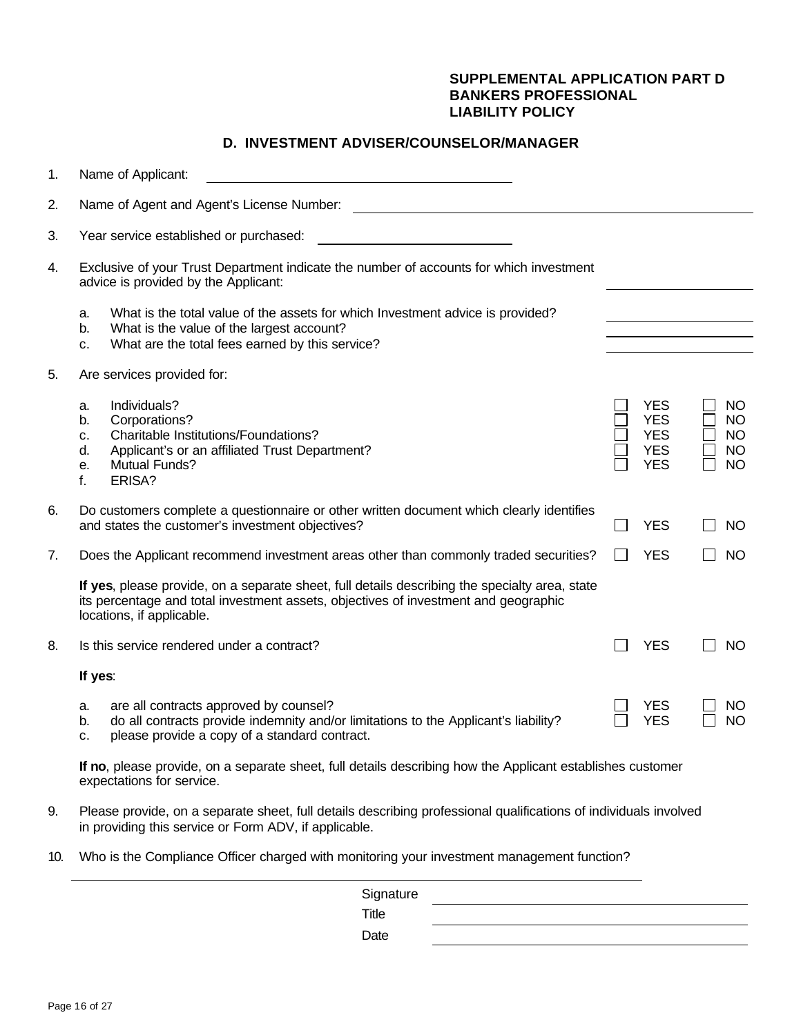**SUPPLEMENTAL APPLICATION PART D**
**BANKERS PROFESSIONAL**
**LIABILITY POLICY**

## D. INVESTMENT ADVISER/COUNSELOR/MANAGER

1. Name of Applicant: ______________________________

2. Name of Agent and Agent's License Number: ______________________________

3. Year service established or purchased: ____________________

4. Exclusive of your Trust Department indicate the number of accounts for which investment advice is provided by the Applicant: ____________________

   a. What is the total value of the assets for which Investment advice is provided? ____________________
   b. What is the value of the largest account? ____________________
   c. What are the total fees earned by this service? ____________________

5. Are services provided for:

   a. Individuals? ☐ YES ☐ NO
   b. Corporations? ☐ YES ☐ NO
   c. Charitable Institutions/Foundations? ☐ YES ☐ NO
   d. Applicant's or an affiliated Trust Department? ☐ YES ☐ NO
   e. Mutual Funds? ☐ YES ☐ NO
   f. ERISA?

6. Do customers complete a questionnaire or other written document which clearly identifies and states the customer's investment objectives? ☐ YES ☐ NO

7. Does the Applicant recommend investment areas other than commonly traded securities? ☐ YES ☐ NO

   **If yes**, please provide, on a separate sheet, full details describing the specialty area, state its percentage and total investment assets, objectives of investment and geographic locations, if applicable.

8. Is this service rendered under a contract? ☐ YES ☐ NO

   **If yes**:

   a. are all contracts approved by counsel? ☐ YES ☐ NO
   b. do all contracts provide indemnity and/or limitations to the Applicant's liability? ☐ YES ☐ NO
   c. please provide a copy of a standard contract.

   **If no**, please provide, on a separate sheet, full details describing how the Applicant establishes customer expectations for service.

9. Please provide, on a separate sheet, full details describing professional qualifications of individuals involved in providing this service or Form ADV, if applicable.

10. Who is the Compliance Officer charged with monitoring your investment management function?

______________________________

Signature ______________________________

Title ______________________________

Date ______________________________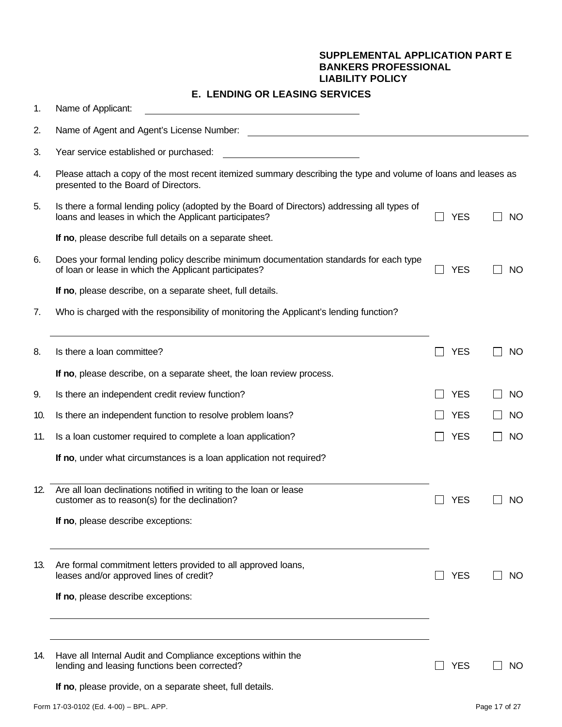**SUPPLEMENTAL APPLICATION PART E**
**BANKERS PROFESSIONAL**
**LIABILITY POLICY**

## E. LENDING OR LEASING SERVICES

1. Name of Applicant: ______________________________

2. Name of Agent and Agent's License Number: ______________________________

3. Year service established or purchased: ____________________

4. Please attach a copy of the most recent itemized summary describing the type and volume of loans and leases as presented to the Board of Directors.

5. Is there a formal lending policy (adopted by the Board of Directors) addressing all types of loans and leases in which the Applicant participates? ☐ YES ☐ NO

   **If no**, please describe full details on a separate sheet.

6. Does your formal lending policy describe minimum documentation standards for each type of loan or lease in which the Applicant participates? ☐ YES ☐ NO

   **If no**, please describe, on a separate sheet, full details.

7. Who is charged with the responsibility of monitoring the Applicant's lending function?

   ______________________________

8. Is there a loan committee? ☐ YES ☐ NO

   **If no**, please describe, on a separate sheet, the loan review process.

9. Is there an independent credit review function? ☐ YES ☐ NO

10. Is there an independent function to resolve problem loans? ☐ YES ☐ NO

11. Is a loan customer required to complete a loan application? ☐ YES ☐ NO

    **If no**, under what circumstances is a loan application not required?

    ______________________________

12. Are all loan declinations notified in writing to the loan or lease customer as to reason(s) for the declination? ☐ YES ☐ NO

    **If no**, please describe exceptions:

    ______________________________

13. Are formal commitment letters provided to all approved loans, leases and/or approved lines of credit? ☐ YES ☐ NO

    **If no**, please describe exceptions:

    ______________________________

    ______________________________

14. Have all Internal Audit and Compliance exceptions within the lending and leasing functions been corrected? ☐ YES ☐ NO

    **If no**, please provide, on a separate sheet, full details.

Form 17-03-0102 (Ed. 4-00) – BPL. APP.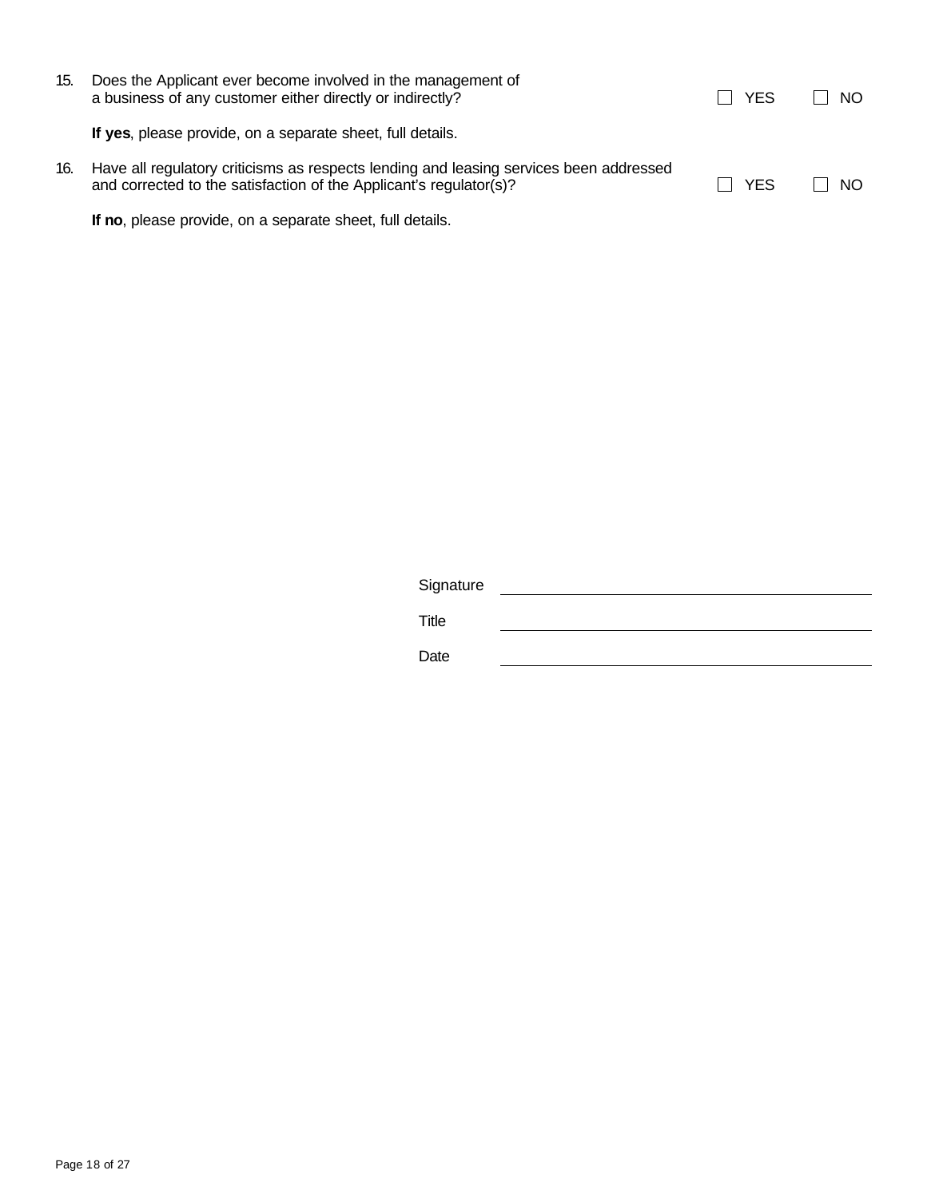15. Does the Applicant ever become involved in the management of a business of any customer either directly or indirectly? ☐ YES ☐ NO

    **If yes**, please provide, on a separate sheet, full details.

16. Have all regulatory criticisms as respects lending and leasing services been addressed and corrected to the satisfaction of the Applicant's regulator(s)? ☐ YES ☐ NO

    **If no**, please provide, on a separate sheet, full details.

Signature ______________________________

Title ______________________________

Date ______________________________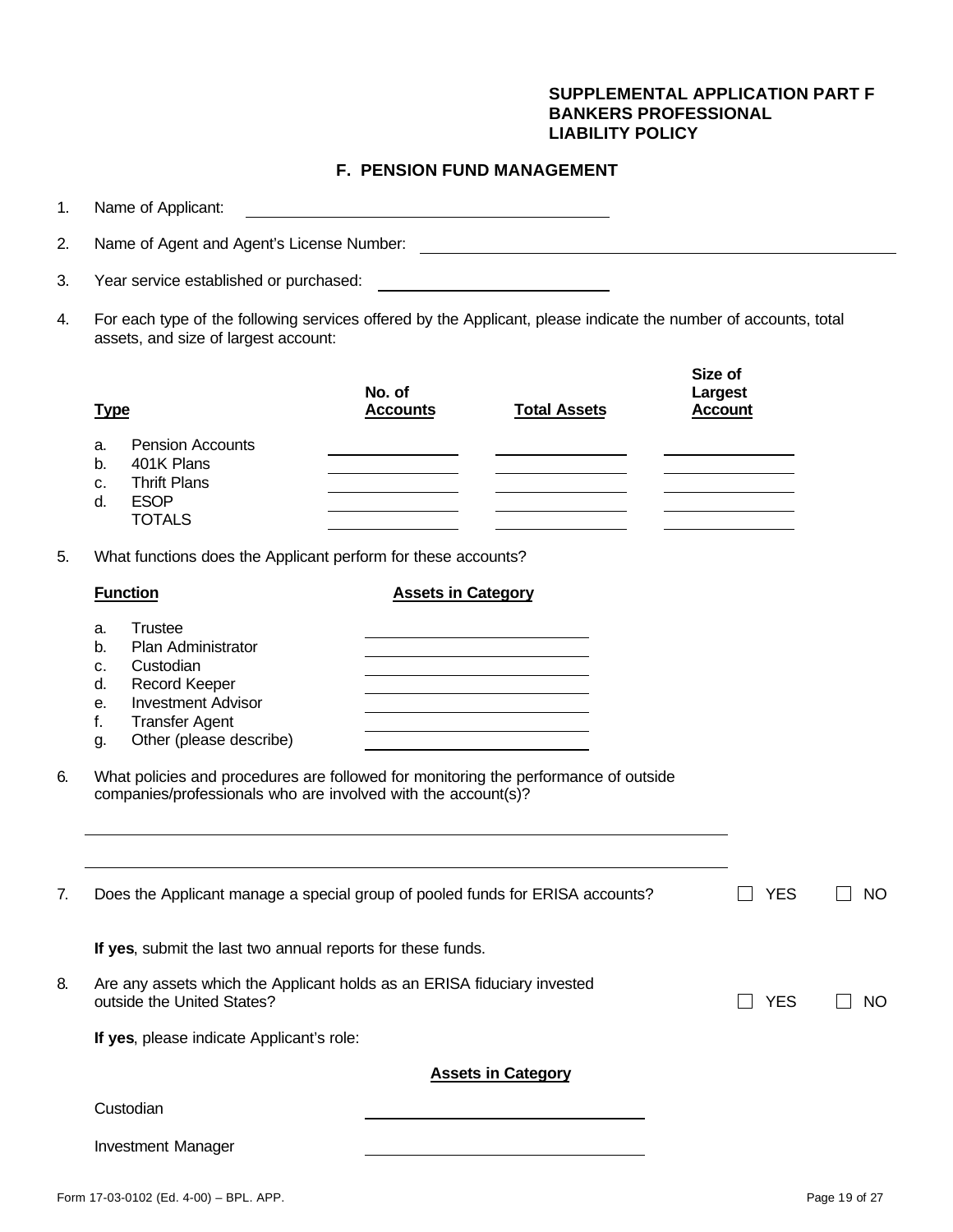**SUPPLEMENTAL APPLICATION PART F**
**BANKERS PROFESSIONAL**
**LIABILITY POLICY**

## F. PENSION FUND MANAGEMENT

1. Name of Applicant: ____________________

2. Name of Agent and Agent's License Number: ____________________

3. Year service established or purchased: ____________________

4. For each type of the following services offered by the Applicant, please indicate the number of accounts, total assets, and size of largest account:

| **Type** | **No. of Accounts** | **Total Assets** | **Size of Largest Account** |
|---|---|---|---|
| a. Pension Accounts | | | |
| b. 401K Plans | | | |
| c. Thrift Plans | | | |
| d. ESOP | | | |
| TOTALS | | | |

5. What functions does the Applicant perform for these accounts?

| **Function** | **Assets in Category** |
|---|---|
| a. Trustee | |
| b. Plan Administrator | |
| c. Custodian | |
| d. Record Keeper | |
| e. Investment Advisor | |
| f. Transfer Agent | |
| g. Other (please describe) | |

6. What policies and procedures are followed for monitoring the performance of outside companies/professionals who are involved with the account(s)?

____________________

____________________

7. Does the Applicant manage a special group of pooled funds for ERISA accounts? ☐ YES ☐ NO

   **If yes**, submit the last two annual reports for these funds.

8. Are any assets which the Applicant holds as an ERISA fiduciary invested outside the United States? ☐ YES ☐ NO

   **If yes**, please indicate Applicant's role:

| | **Assets in Category** |
|---|---|
| Custodian | |
| Investment Manager | |

Form 17-03-0102 (Ed. 4-00) – BPL. APP.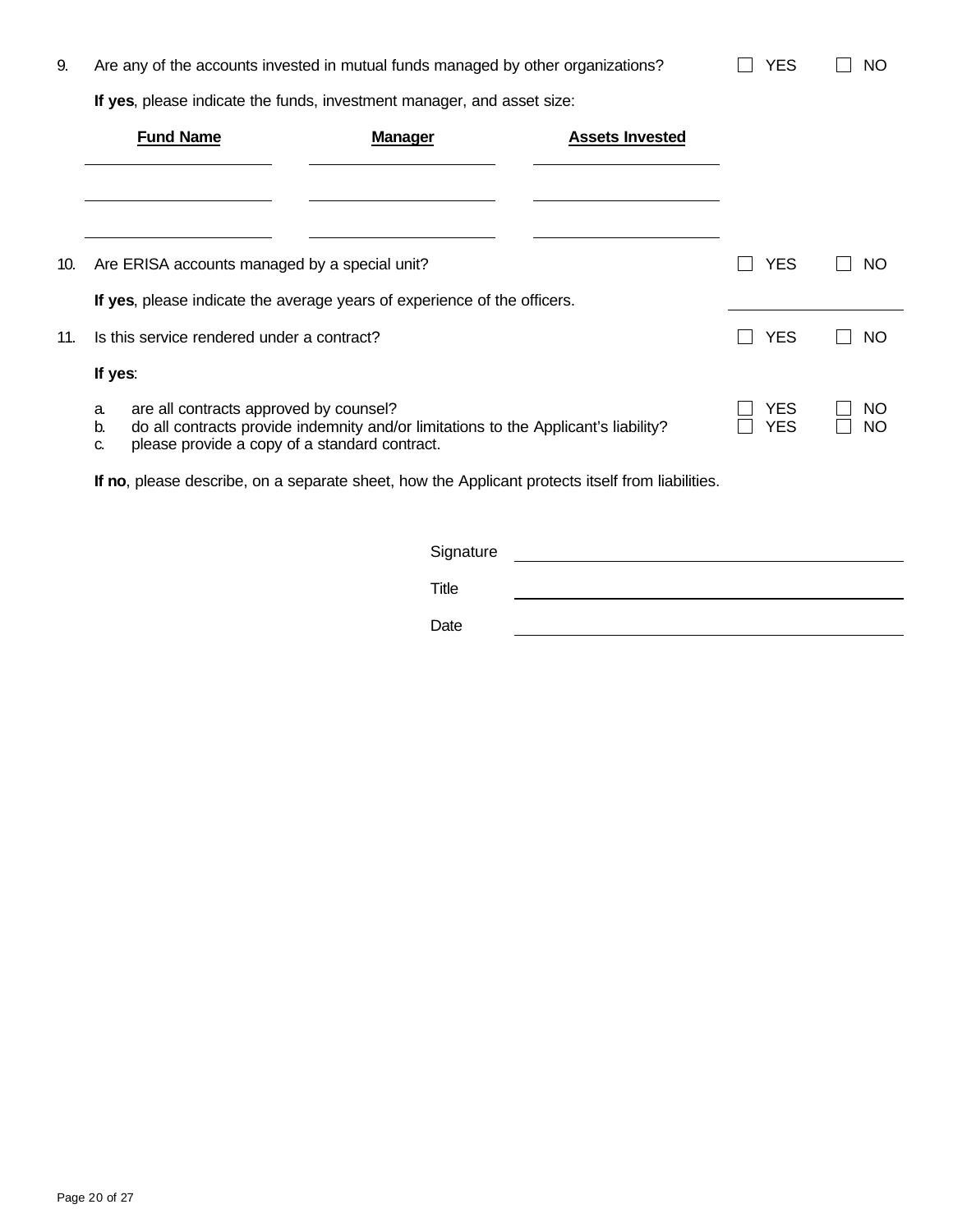9. Are any of the accounts invested in mutual funds managed by other organizations? ☐ YES ☐ NO

**If yes**, please indicate the funds, investment manager, and asset size:

| **Fund Name** | **Manager** | **Assets Invested** |
|---|---|---|
| | | |
| | | |
| | | |

10. Are ERISA accounts managed by a special unit? ☐ YES ☐ NO

**If yes**, please indicate the average years of experience of the officers. ______________

11. Is this service rendered under a contract? ☐ YES ☐ NO

**If yes**:

a. are all contracts approved by counsel? ☐ YES ☐ NO
b. do all contracts provide indemnity and/or limitations to the Applicant's liability? ☐ YES ☐ NO
c. please provide a copy of a standard contract.

**If no**, please describe, on a separate sheet, how the Applicant protects itself from liabilities.

Signature ______________________________

Title ______________________________

Date ______________________________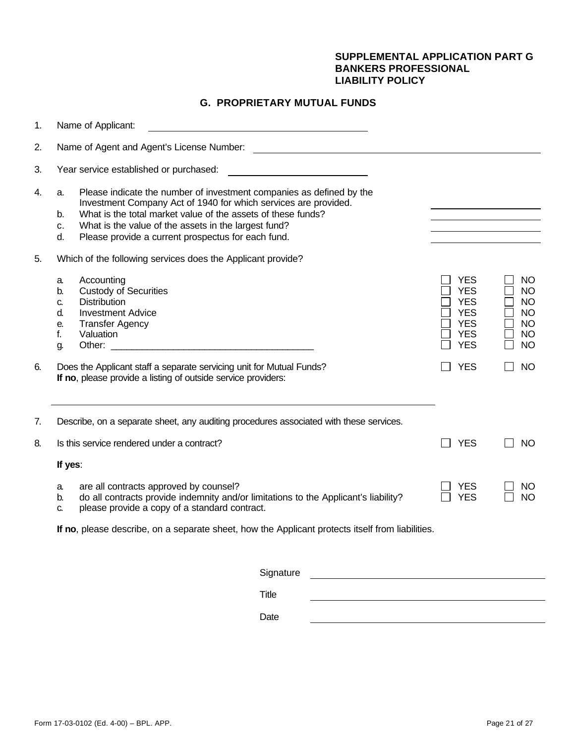**SUPPLEMENTAL APPLICATION PART G**
**BANKERS PROFESSIONAL**
**LIABILITY POLICY**

## G. PROPRIETARY MUTUAL FUNDS

1. Name of Applicant: ____________________

2. Name of Agent and Agent's License Number: ____________________

3. Year service established or purchased: ____________________

4. a. Please indicate the number of investment companies as defined by the Investment Company Act of 1940 for which services are provided. ____________________
   b. What is the total market value of the assets of these funds? ____________________
   c. What is the value of the assets in the largest fund? ____________________
   d. Please provide a current prospectus for each fund. ____________________

5. Which of the following services does the Applicant provide?

   a. Accounting ☐ YES ☐ NO
   b. Custody of Securities ☐ YES ☐ NO
   c. Distribution ☐ YES ☐ NO
   d. Investment Advice ☐ YES ☐ NO
   e. Transfer Agency ☐ YES ☐ NO
   f. Valuation ☐ YES ☐ NO
   g. Other: ________________________________________ ☐ YES ☐ NO

6. Does the Applicant staff a separate servicing unit for Mutual Funds? ☐ YES ☐ NO
   **If no**, please provide a listing of outside service providers:

   ____________________________________________________________

7. Describe, on a separate sheet, any auditing procedures associated with these services.

8. Is this service rendered under a contract? ☐ YES ☐ NO

   **If yes**:

   a. are all contracts approved by counsel? ☐ YES ☐ NO
   b. do all contracts provide indemnity and/or limitations to the Applicant's liability? ☐ YES ☐ NO
   c. please provide a copy of a standard contract.

   **If no**, please describe, on a separate sheet, how the Applicant protects itself from liabilities.

Signature ____________________

Title ____________________

Date ____________________

Form 17-03-0102 (Ed. 4-00) – BPL. APP.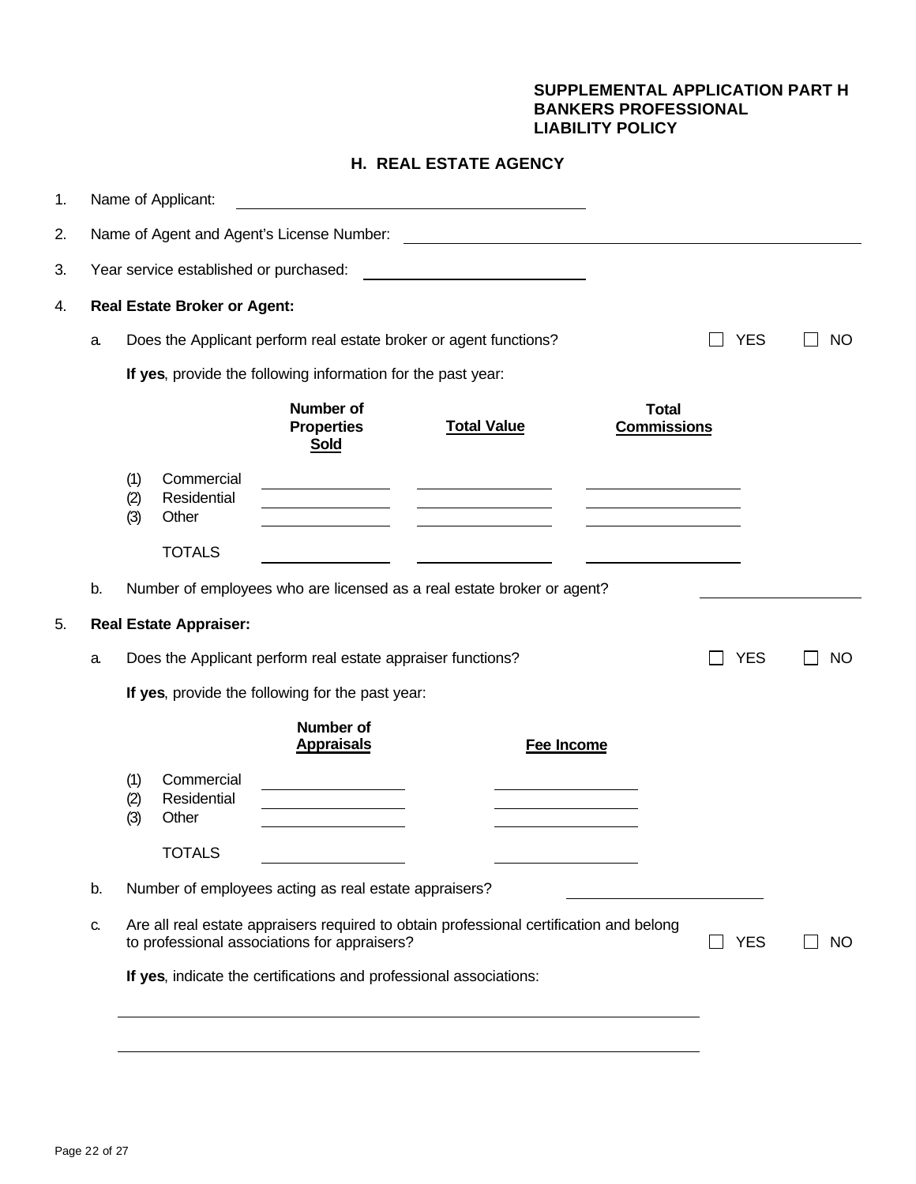**SUPPLEMENTAL APPLICATION PART H**
**BANKERS PROFESSIONAL**
**LIABILITY POLICY**

## H. REAL ESTATE AGENCY

1. Name of Applicant: ______________________________

2. Name of Agent and Agent's License Number: ______________________________

3. Year service established or purchased: ____________________

4. **Real Estate Broker or Agent:**

   a. Does the Applicant perform real estate broker or agent functions? ☐ YES ☐ NO

   **If yes**, provide the following information for the past year:

| | Number of Properties Sold | Total Value | Total Commissions |
|---|---|---|---|
| (1) Commercial | | | |
| (2) Residential | | | |
| (3) Other | | | |
| TOTALS | | | |

   b. Number of employees who are licensed as a real estate broker or agent? ____________

5. **Real Estate Appraiser:**

   a. Does the Applicant perform real estate appraiser functions? ☐ YES ☐ NO

   **If yes**, provide the following for the past year:

| | Number of Appraisals | Fee Income |
|---|---|---|
| (1) Commercial | | |
| (2) Residential | | |
| (3) Other | | |
| TOTALS | | |

   b. Number of employees acting as real estate appraisers? ____________

   c. Are all real estate appraisers required to obtain professional certification and belong to professional associations for appraisers? ☐ YES ☐ NO

   **If yes**, indicate the certifications and professional associations:

   ______________________________________________________________

   ______________________________________________________________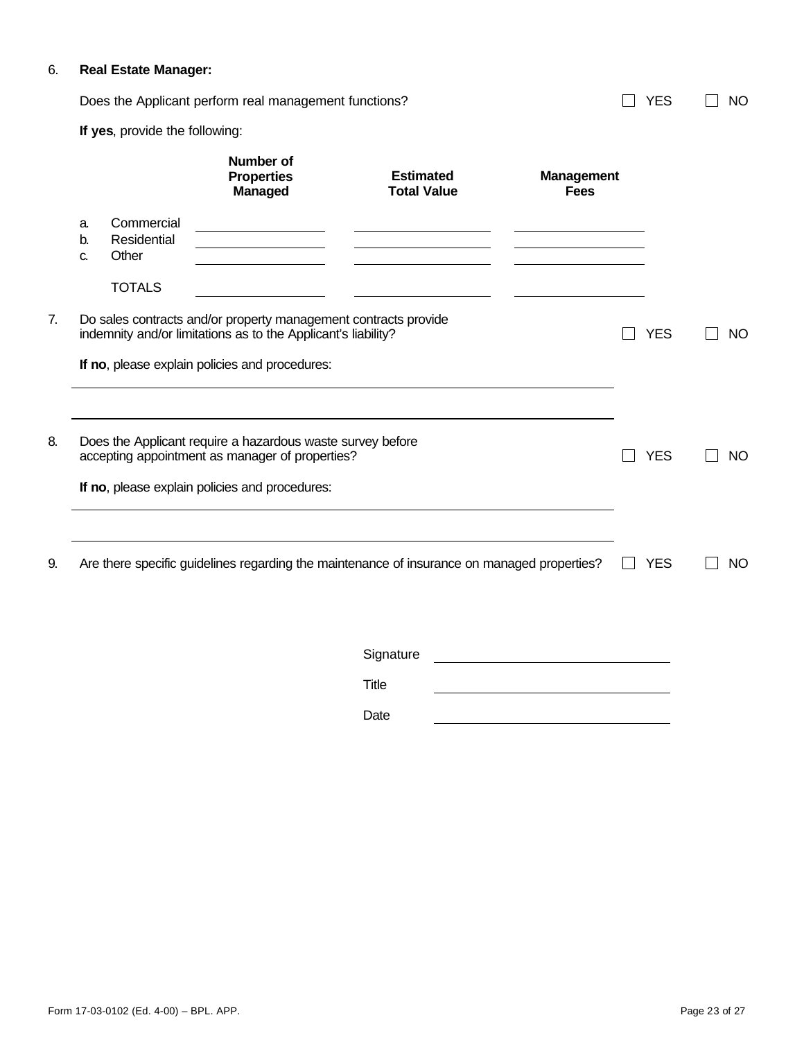6. **Real Estate Manager:**

   Does the Applicant perform real management functions? ☐ YES ☐ NO

   **If yes**, provide the following:

| | Number of Properties Managed | Estimated Total Value | Management Fees |
|---|---|---|---|
| a. Commercial | | | |
| b. Residential | | | |
| c. Other | | | |
| TOTALS | | | |

7. Do sales contracts and/or property management contracts provide indemnity and/or limitations as to the Applicant's liability? ☐ YES ☐ NO

   **If no**, please explain policies and procedures:

   ______________________________________________

   ______________________________________________

8. Does the Applicant require a hazardous waste survey before accepting appointment as manager of properties? ☐ YES ☐ NO

   **If no**, please explain policies and procedures:

   ______________________________________________

   ______________________________________________

9. Are there specific guidelines regarding the maintenance of insurance on managed properties? ☐ YES ☐ NO

Signature ______________________

Title ______________________

Date ______________________

Form 17-03-0102 (Ed. 4-00) – BPL. APP.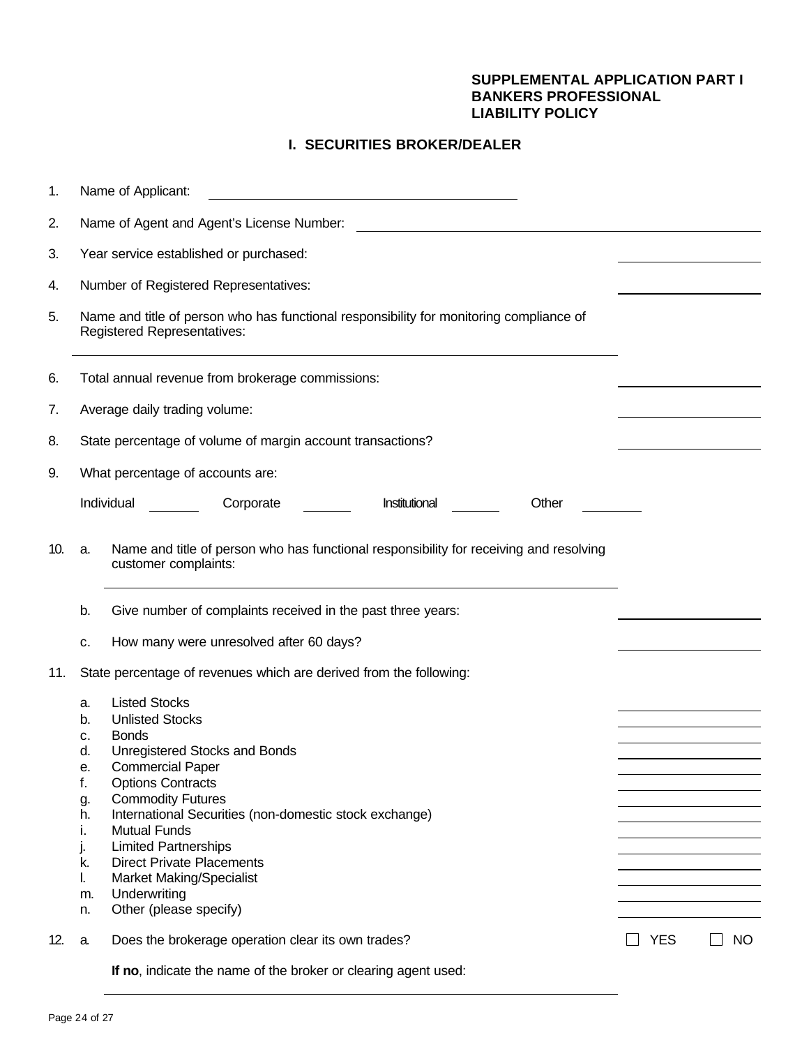**SUPPLEMENTAL APPLICATION PART I**
**BANKERS PROFESSIONAL**
**LIABILITY POLICY**

## I. SECURITIES BROKER/DEALER

1. Name of Applicant: ______________________

2. Name of Agent and Agent's License Number: ______________________

3. Year service established or purchased: ______________________

4. Number of Registered Representatives: ______________________

5. Name and title of person who has functional responsibility for monitoring compliance of Registered Representatives:

   ______________________

6. Total annual revenue from brokerage commissions: ______________________

7. Average daily trading volume: ______________________

8. State percentage of volume of margin account transactions? ______________________

9. What percentage of accounts are:

   Individual ________ Corporate ________ Institutional ________ Other ________

10. a. Name and title of person who has functional responsibility for receiving and resolving customer complaints:

    ______________________

    b. Give number of complaints received in the past three years: ______________________

    c. How many were unresolved after 60 days? ______________________

11. State percentage of revenues which are derived from the following:

    a. Listed Stocks ________
    b. Unlisted Stocks ________
    c. Bonds ________
    d. Unregistered Stocks and Bonds ________
    e. Commercial Paper ________
    f. Options Contracts ________
    g. Commodity Futures ________
    h. International Securities (non-domestic stock exchange) ________
    i. Mutual Funds ________
    j. Limited Partnerships ________
    k. Direct Private Placements ________
    l. Market Making/Specialist ________
    m. Underwriting ________
    n. Other (please specify) ________

12. a. Does the brokerage operation clear its own trades? ☐ YES ☐ NO

    **If no**, indicate the name of the broker or clearing agent used:

    ______________________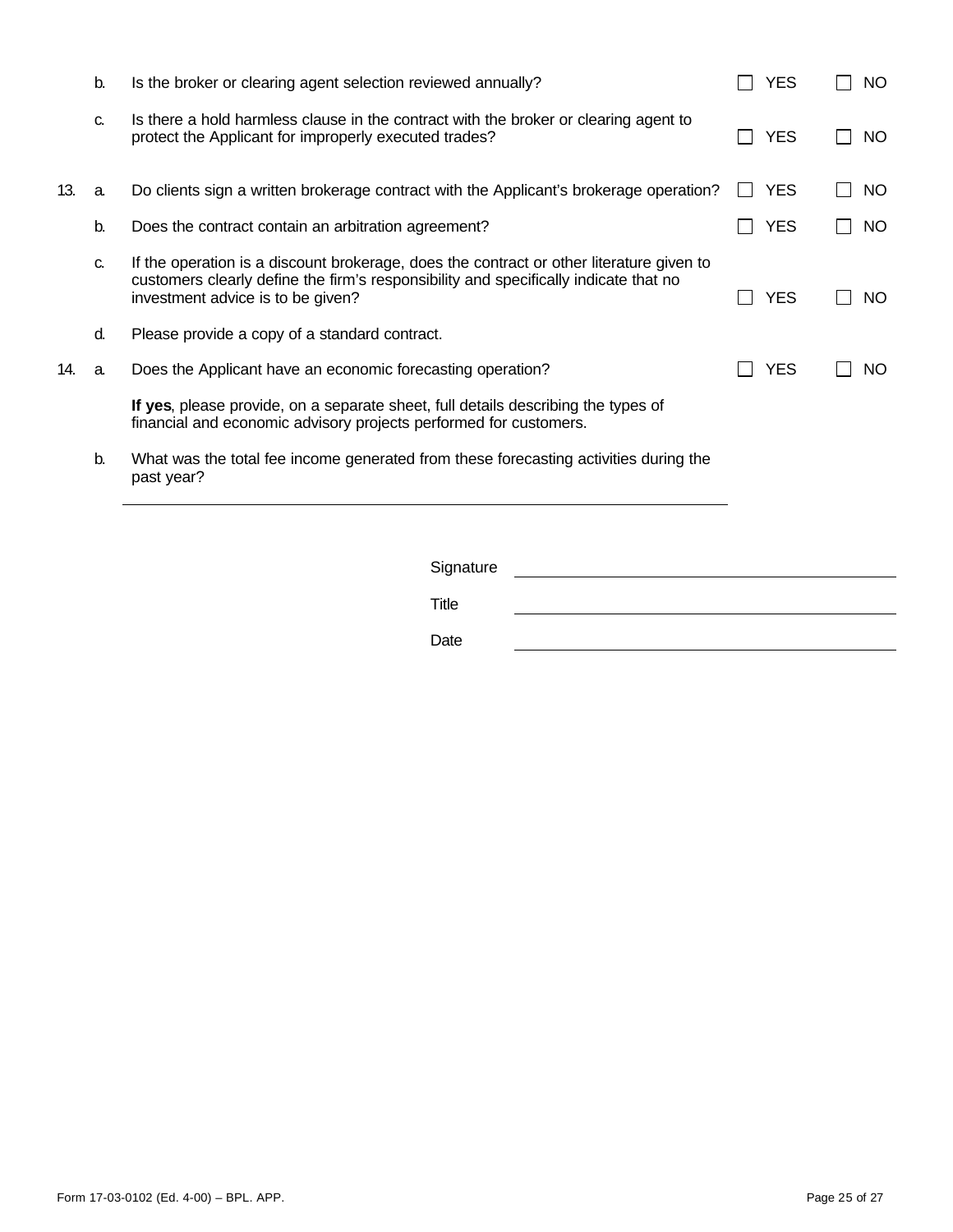b. Is the broker or clearing agent selection reviewed annually? ☐ YES ☐ NO

c. Is there a hold harmless clause in the contract with the broker or clearing agent to protect the Applicant for improperly executed trades? ☐ YES ☐ NO

13. a. Do clients sign a written brokerage contract with the Applicant's brokerage operation? ☐ YES ☐ NO

b. Does the contract contain an arbitration agreement? ☐ YES ☐ NO

c. If the operation is a discount brokerage, does the contract or other literature given to customers clearly define the firm's responsibility and specifically indicate that no investment advice is to be given? ☐ YES ☐ NO

d. Please provide a copy of a standard contract.

14. a. Does the Applicant have an economic forecasting operation? ☐ YES ☐ NO

**If yes**, please provide, on a separate sheet, full details describing the types of financial and economic advisory projects performed for customers.

b. What was the total fee income generated from these forecasting activities during the past year?

______________________________________________

Signature ______________________________

Title ______________________________

Date ______________________________

Form 17-03-0102 (Ed. 4-00) – BPL. APP.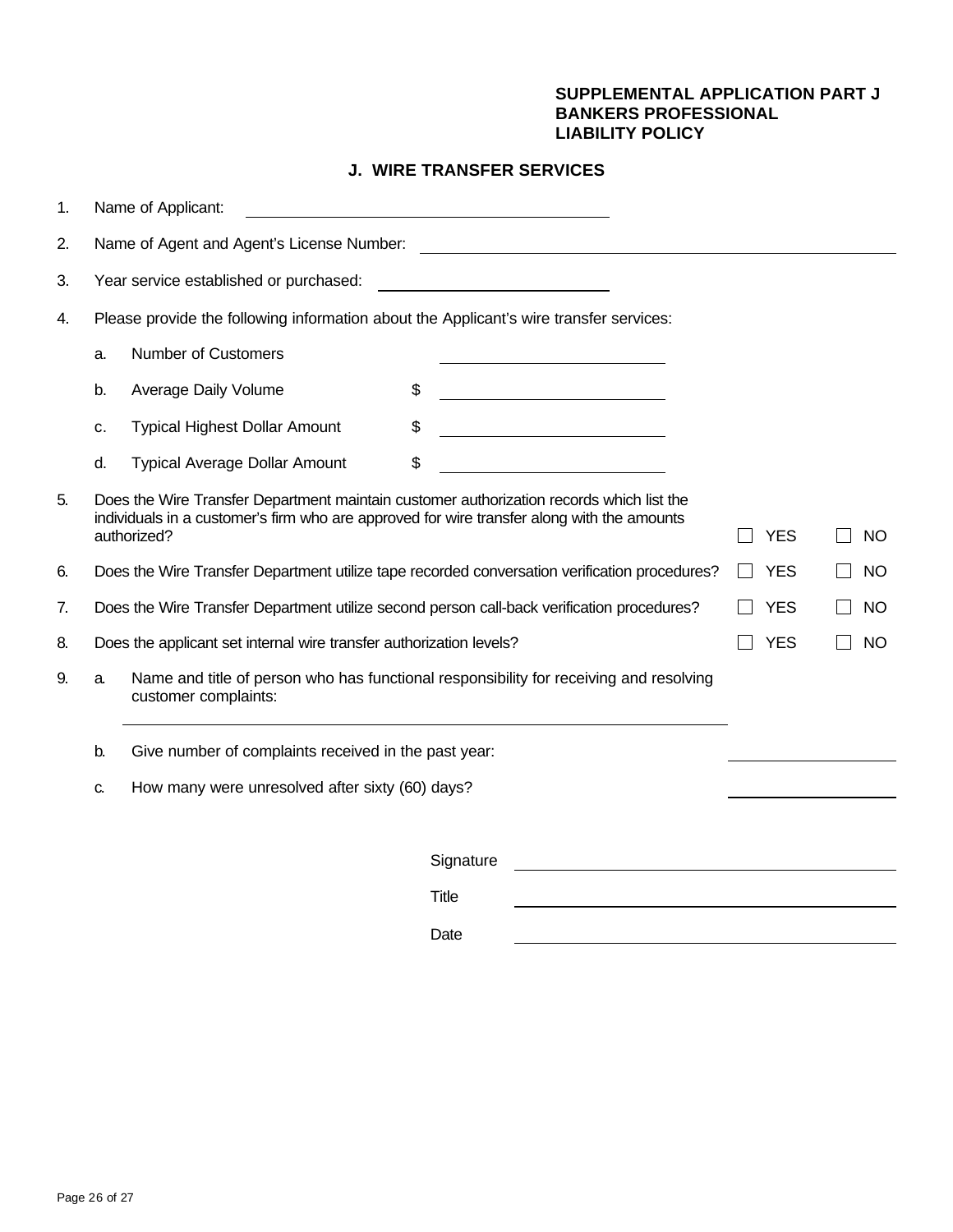**SUPPLEMENTAL APPLICATION PART J**
**BANKERS PROFESSIONAL**
**LIABILITY POLICY**

## J. WIRE TRANSFER SERVICES

1. Name of Applicant: ______________________________

2. Name of Agent and Agent's License Number: ______________________________

3. Year service established or purchased: ____________________

4. Please provide the following information about the Applicant's wire transfer services:

   a. Number of Customers ____________________

   b. Average Daily Volume $ ____________________

   c. Typical Highest Dollar Amount $ ____________________

   d. Typical Average Dollar Amount $ ____________________

5. Does the Wire Transfer Department maintain customer authorization records which list the individuals in a customer's firm who are approved for wire transfer along with the amounts authorized? ☐ YES ☐ NO

6. Does the Wire Transfer Department utilize tape recorded conversation verification procedures? ☐ YES ☐ NO

7. Does the Wire Transfer Department utilize second person call-back verification procedures? ☐ YES ☐ NO

8. Does the applicant set internal wire transfer authorization levels? ☐ YES ☐ NO

9. a. Name and title of person who has functional responsibility for receiving and resolving customer complaints:

   ______________________________________________________

   b. Give number of complaints received in the past year: ____________________

   c. How many were unresolved after sixty (60) days? ____________________

Signature ______________________________

Title ______________________________

Date ______________________________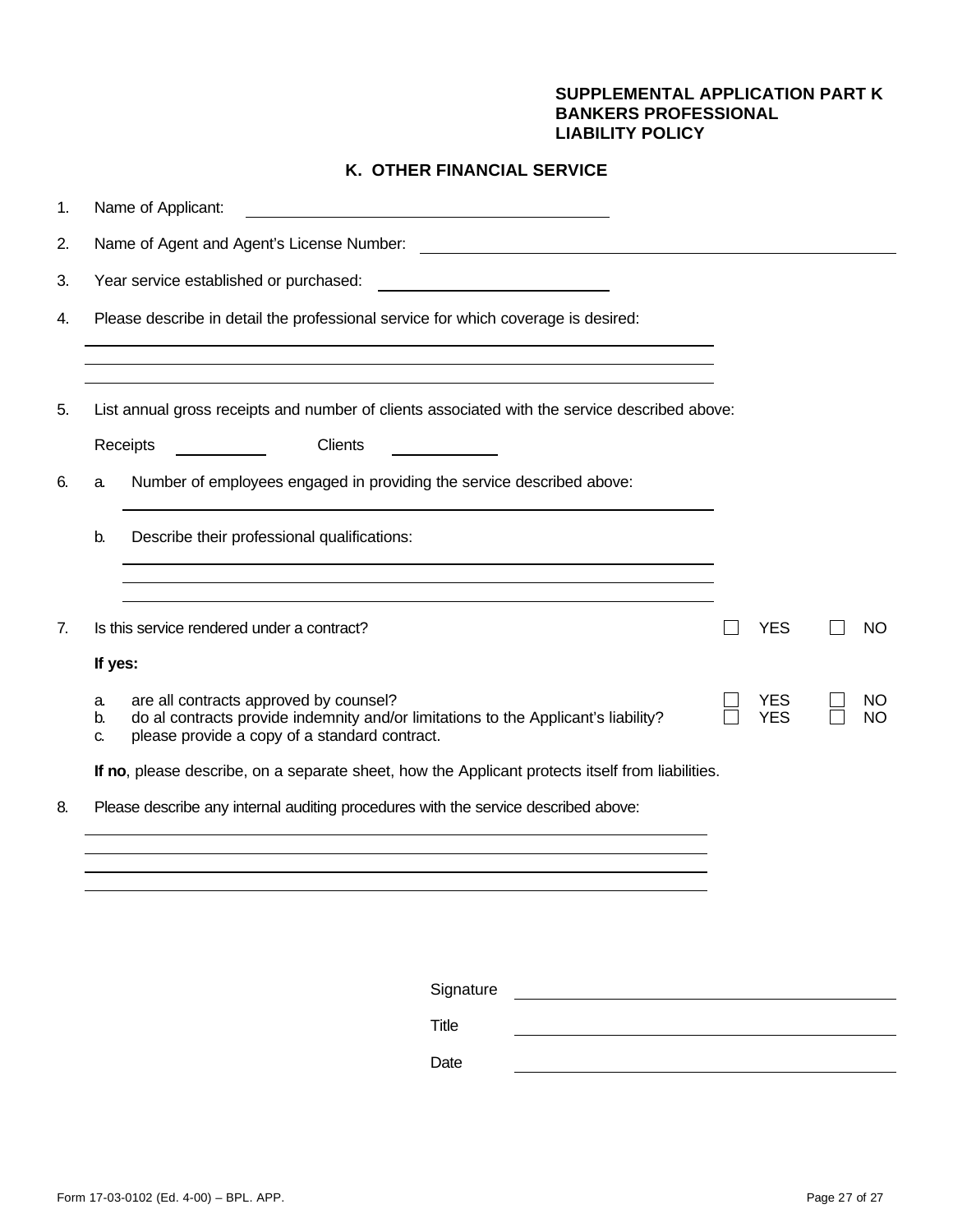**SUPPLEMENTAL APPLICATION PART K**
**BANKERS PROFESSIONAL**
**LIABILITY POLICY**

## K. OTHER FINANCIAL SERVICE

1. Name of Applicant: ______________________________

2. Name of Agent and Agent's License Number: ______________________________

3. Year service established or purchased: ____________________

4. Please describe in detail the professional service for which coverage is desired:

______________________________
______________________________
______________________________

5. List annual gross receipts and number of clients associated with the service described above:

   Receipts __________ Clients __________

6. a. Number of employees engaged in providing the service described above:

   ______________________________

   b. Describe their professional qualifications:

   ______________________________
   ______________________________
   ______________________________

7. Is this service rendered under a contract? ☐ YES ☐ NO

   **If yes:**

   a. are all contracts approved by counsel? ☐ YES ☐ NO
   b. do al contracts provide indemnity and/or limitations to the Applicant's liability? ☐ YES ☐ NO
   c. please provide a copy of a standard contract.

   **If no**, please describe, on a separate sheet, how the Applicant protects itself from liabilities.

8. Please describe any internal auditing procedures with the service described above:

______________________________
______________________________
______________________________
______________________________

Signature ______________________________

Title ______________________________

Date ______________________________

Form 17-03-0102 (Ed. 4-00) – BPL. APP.